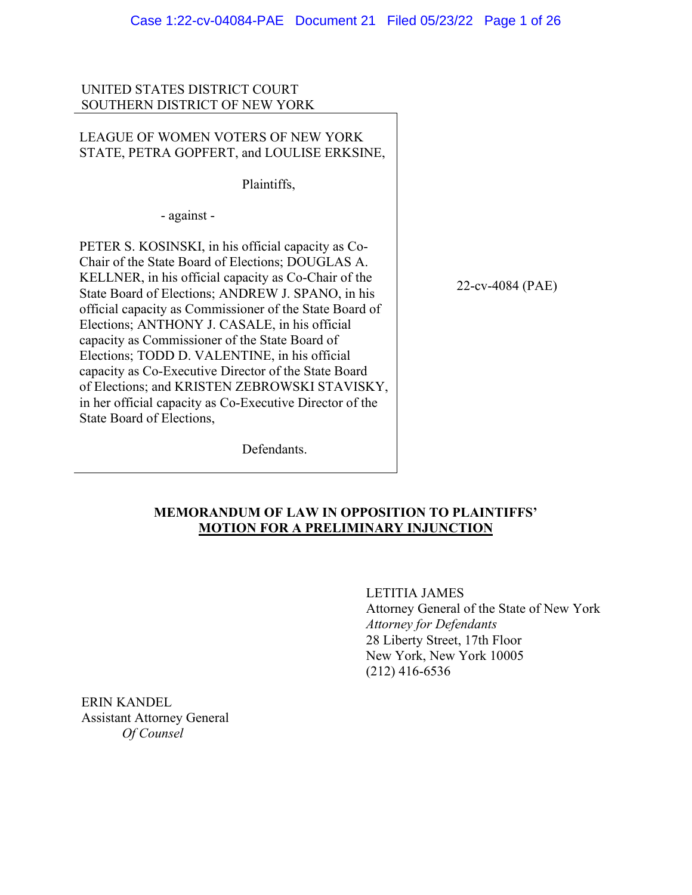UNITED STATES DISTRICT COURT
SOUTHERN DISTRICT OF NEW YORK

LEAGUE OF WOMEN VOTERS OF NEW YORK STATE, PETRA GOPFERT, and LOULISE ERKSINE,

Plaintiffs,

- against -

PETER S. KOSINSKI, in his official capacity as Co-Chair of the State Board of Elections; DOUGLAS A. KELLNER, in his official capacity as Co-Chair of the State Board of Elections; ANDREW J. SPANO, in his official capacity as Commissioner of the State Board of Elections; ANTHONY J. CASALE, in his official capacity as Commissioner of the State Board of Elections; TODD D. VALENTINE, in his official capacity as Co-Executive Director of the State Board of Elections; and KRISTEN ZEBROWSKI STAVISKY, in her official capacity as Co-Executive Director of the State Board of Elections,

Defendants.

22-cv-4084 (PAE)

**MEMORANDUM OF LAW IN OPPOSITION TO PLAINTIFFS' MOTION FOR A PRELIMINARY INJUNCTION**

LETITIA JAMES
Attorney General of the State of New York
*Attorney for Defendants*
28 Liberty Street, 17th Floor
New York, New York 10005
(212) 416-6536

ERIN KANDEL
Assistant Attorney General
*Of Counsel*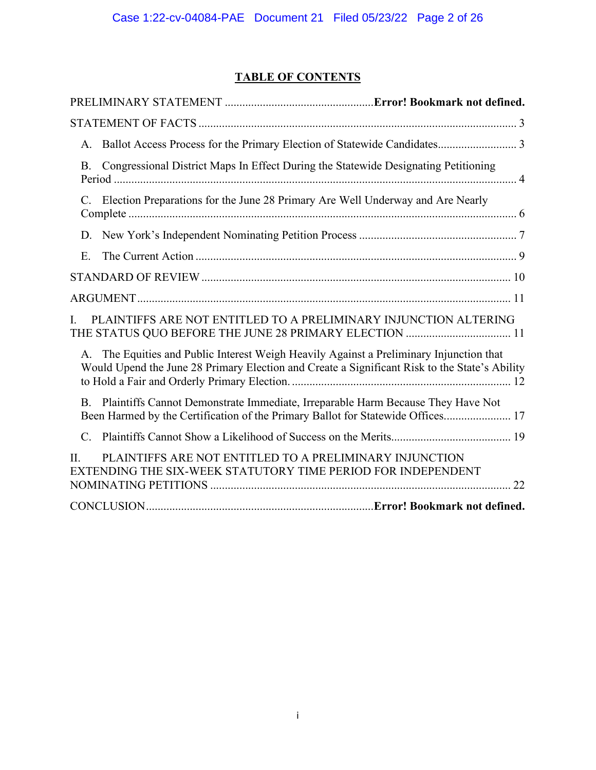# TABLE OF CONTENTS

PRELIMINARY STATEMENT .................................................. Error! Bookmark not defined.

STATEMENT OF FACTS .......................................................................................................... 3

A. Ballot Access Process for the Primary Election of Statewide Candidates.......................... 3

B. Congressional District Maps In Effect During the Statewide Designating Petitioning Period ....................................................................................................................................... 4

C. Election Preparations for the June 28 Primary Are Well Underway and Are Nearly Complete ................................................................................................................................... 6

D. New York's Independent Nominating Petition Process ..................................................... 7

E. The Current Action ............................................................................................................ 9

STANDARD OF REVIEW ......................................................................................................... 10

ARGUMENT .............................................................................................................................. 11

I. PLAINTIFFS ARE NOT ENTITLED TO A PRELIMINARY INJUNCTION ALTERING THE STATUS QUO BEFORE THE JUNE 28 PRIMARY ELECTION ................................... 11

A. The Equities and Public Interest Weigh Heavily Against a Preliminary Injunction that Would Upend the June 28 Primary Election and Create a Significant Risk to the State's Ability to Hold a Fair and Orderly Primary Election. .......................................................................... 12

B. Plaintiffs Cannot Demonstrate Immediate, Irreparable Harm Because They Have Not Been Harmed by the Certification of the Primary Ballot for Statewide Offices....................... 17

C. Plaintiffs Cannot Show a Likelihood of Success on the Merits........................................ 19

II. PLAINTIFFS ARE NOT ENTITLED TO A PRELIMINARY INJUNCTION EXTENDING THE SIX-WEEK STATUTORY TIME PERIOD FOR INDEPENDENT NOMINATING PETITIONS ...................................................................................................... 22

CONCLUSION............................................................................ Error! Bookmark not defined.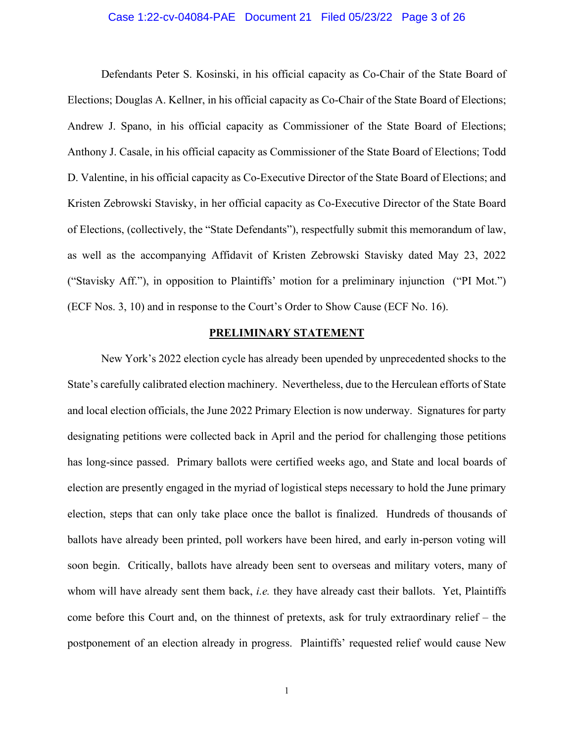Defendants Peter S. Kosinski, in his official capacity as Co-Chair of the State Board of Elections; Douglas A. Kellner, in his official capacity as Co-Chair of the State Board of Elections; Andrew J. Spano, in his official capacity as Commissioner of the State Board of Elections; Anthony J. Casale, in his official capacity as Commissioner of the State Board of Elections; Todd D. Valentine, in his official capacity as Co-Executive Director of the State Board of Elections; and Kristen Zebrowski Stavisky, in her official capacity as Co-Executive Director of the State Board of Elections, (collectively, the "State Defendants"), respectfully submit this memorandum of law, as well as the accompanying Affidavit of Kristen Zebrowski Stavisky dated May 23, 2022 ("Stavisky Aff."), in opposition to Plaintiffs' motion for a preliminary injunction ("PI Mot.") (ECF Nos. 3, 10) and in response to the Court's Order to Show Cause (ECF No. 16).

## PRELIMINARY STATEMENT

New York's 2022 election cycle has already been upended by unprecedented shocks to the State's carefully calibrated election machinery. Nevertheless, due to the Herculean efforts of State and local election officials, the June 2022 Primary Election is now underway. Signatures for party designating petitions were collected back in April and the period for challenging those petitions has long-since passed. Primary ballots were certified weeks ago, and State and local boards of election are presently engaged in the myriad of logistical steps necessary to hold the June primary election, steps that can only take place once the ballot is finalized. Hundreds of thousands of ballots have already been printed, poll workers have been hired, and early in-person voting will soon begin. Critically, ballots have already been sent to overseas and military voters, many of whom will have already sent them back, *i.e.* they have already cast their ballots. Yet, Plaintiffs come before this Court and, on the thinnest of pretexts, ask for truly extraordinary relief – the postponement of an election already in progress. Plaintiffs' requested relief would cause New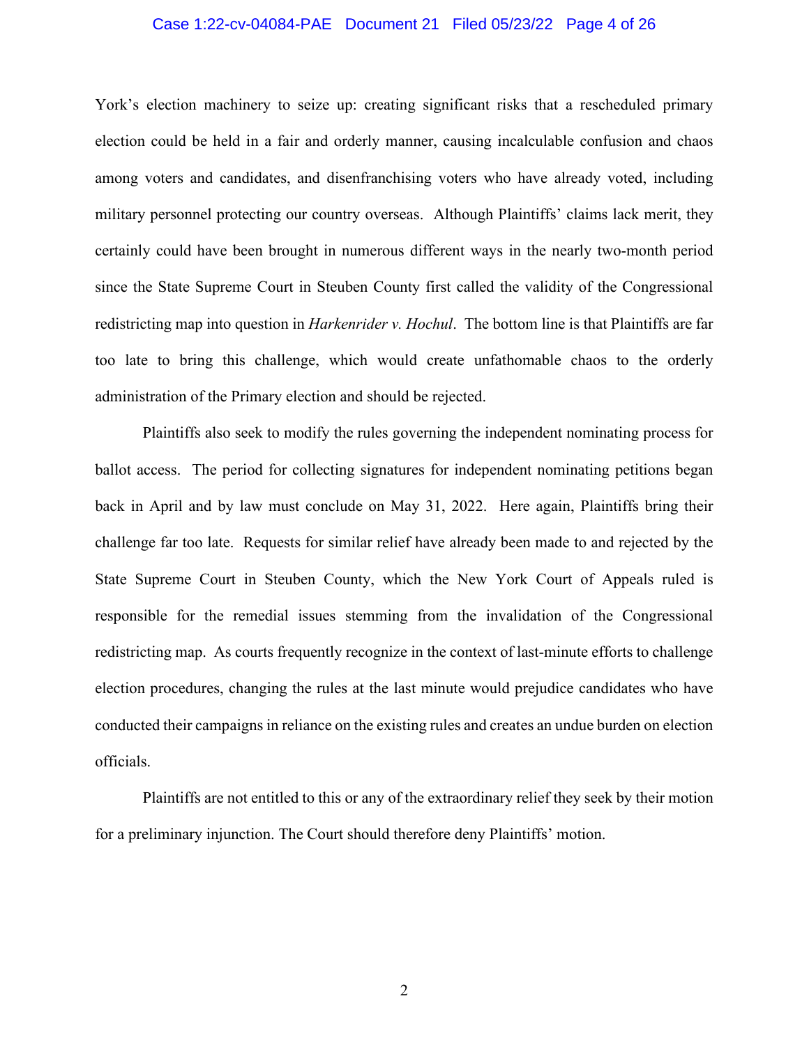York's election machinery to seize up: creating significant risks that a rescheduled primary election could be held in a fair and orderly manner, causing incalculable confusion and chaos among voters and candidates, and disenfranchising voters who have already voted, including military personnel protecting our country overseas. Although Plaintiffs' claims lack merit, they certainly could have been brought in numerous different ways in the nearly two-month period since the State Supreme Court in Steuben County first called the validity of the Congressional redistricting map into question in *Harkenrider v. Hochul*. The bottom line is that Plaintiffs are far too late to bring this challenge, which would create unfathomable chaos to the orderly administration of the Primary election and should be rejected.

Plaintiffs also seek to modify the rules governing the independent nominating process for ballot access. The period for collecting signatures for independent nominating petitions began back in April and by law must conclude on May 31, 2022. Here again, Plaintiffs bring their challenge far too late. Requests for similar relief have already been made to and rejected by the State Supreme Court in Steuben County, which the New York Court of Appeals ruled is responsible for the remedial issues stemming from the invalidation of the Congressional redistricting map. As courts frequently recognize in the context of last-minute efforts to challenge election procedures, changing the rules at the last minute would prejudice candidates who have conducted their campaigns in reliance on the existing rules and creates an undue burden on election officials.

Plaintiffs are not entitled to this or any of the extraordinary relief they seek by their motion for a preliminary injunction. The Court should therefore deny Plaintiffs' motion.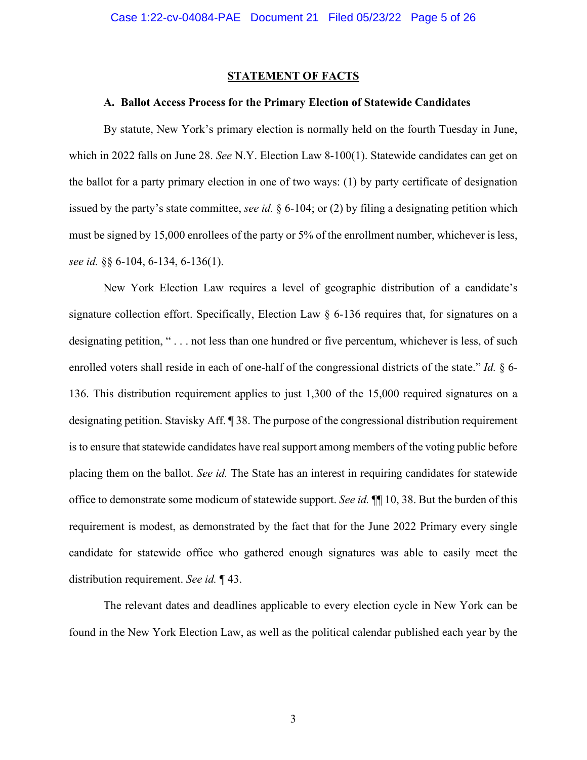## STATEMENT OF FACTS

### A. Ballot Access Process for the Primary Election of Statewide Candidates

By statute, New York's primary election is normally held on the fourth Tuesday in June, which in 2022 falls on June 28. *See* N.Y. Election Law 8-100(1). Statewide candidates can get on the ballot for a party primary election in one of two ways: (1) by party certificate of designation issued by the party's state committee, *see id.* § 6-104; or (2) by filing a designating petition which must be signed by 15,000 enrollees of the party or 5% of the enrollment number, whichever is less, *see id.* §§ 6-104, 6-134, 6-136(1).

New York Election Law requires a level of geographic distribution of a candidate's signature collection effort. Specifically, Election Law § 6-136 requires that, for signatures on a designating petition, " . . . not less than one hundred or five percentum, whichever is less, of such enrolled voters shall reside in each of one-half of the congressional districts of the state." *Id.* § 6-136. This distribution requirement applies to just 1,300 of the 15,000 required signatures on a designating petition. Stavisky Aff. ¶ 38. The purpose of the congressional distribution requirement is to ensure that statewide candidates have real support among members of the voting public before placing them on the ballot. *See id.* The State has an interest in requiring candidates for statewide office to demonstrate some modicum of statewide support. *See id.* ¶¶ 10, 38. But the burden of this requirement is modest, as demonstrated by the fact that for the June 2022 Primary every single candidate for statewide office who gathered enough signatures was able to easily meet the distribution requirement. *See id.* ¶ 43.

The relevant dates and deadlines applicable to every election cycle in New York can be found in the New York Election Law, as well as the political calendar published each year by the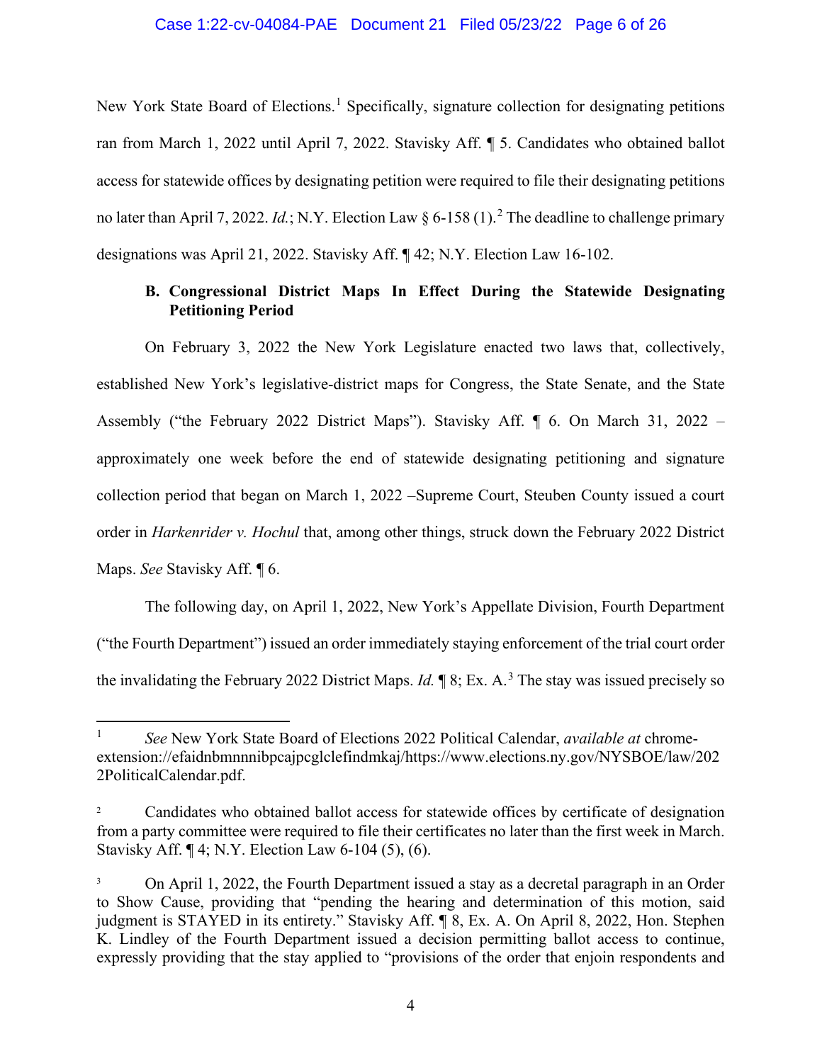New York State Board of Elections.[1] Specifically, signature collection for designating petitions ran from March 1, 2022 until April 7, 2022. Stavisky Aff. ¶ 5. Candidates who obtained ballot access for statewide offices by designating petition were required to file their designating petitions no later than April 7, 2022. *Id.*; N.Y. Election Law § 6-158 (1).[2] The deadline to challenge primary designations was April 21, 2022. Stavisky Aff. ¶ 42; N.Y. Election Law 16-102.

### B. Congressional District Maps In Effect During the Statewide Designating Petitioning Period

On February 3, 2022 the New York Legislature enacted two laws that, collectively, established New York's legislative-district maps for Congress, the State Senate, and the State Assembly ("the February 2022 District Maps"). Stavisky Aff. ¶ 6. On March 31, 2022 – approximately one week before the end of statewide designating petitioning and signature collection period that began on March 1, 2022 –Supreme Court, Steuben County issued a court order in *Harkenrider v. Hochul* that, among other things, struck down the February 2022 District Maps. *See* Stavisky Aff. ¶ 6.

The following day, on April 1, 2022, New York's Appellate Division, Fourth Department ("the Fourth Department") issued an order immediately staying enforcement of the trial court order the invalidating the February 2022 District Maps. *Id.* ¶ 8; Ex. A.[3] The stay was issued precisely so

---

[1] *See* New York State Board of Elections 2022 Political Calendar, *available at* chrome-extension://efaidnbmnnnibpcajpcglclefindmkaj/https://www.elections.ny.gov/NYSBOE/law/2022PoliticalCalendar.pdf.

[2] Candidates who obtained ballot access for statewide offices by certificate of designation from a party committee were required to file their certificates no later than the first week in March. Stavisky Aff. ¶ 4; N.Y. Election Law 6-104 (5), (6).

[3] On April 1, 2022, the Fourth Department issued a stay as a decretal paragraph in an Order to Show Cause, providing that "pending the hearing and determination of this motion, said judgment is STAYED in its entirety." Stavisky Aff. ¶ 8, Ex. A. On April 8, 2022, Hon. Stephen K. Lindley of the Fourth Department issued a decision permitting ballot access to continue, expressly providing that the stay applied to "provisions of the order that enjoin respondents and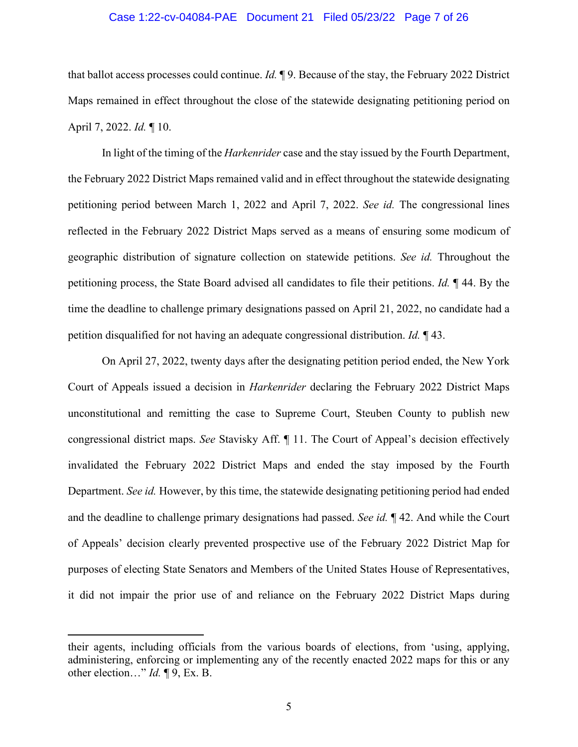that ballot access processes could continue. *Id.* ¶ 9. Because of the stay, the February 2022 District Maps remained in effect throughout the close of the statewide designating petitioning period on April 7, 2022. *Id.* ¶ 10.

In light of the timing of the *Harkenrider* case and the stay issued by the Fourth Department, the February 2022 District Maps remained valid and in effect throughout the statewide designating petitioning period between March 1, 2022 and April 7, 2022. *See id.* The congressional lines reflected in the February 2022 District Maps served as a means of ensuring some modicum of geographic distribution of signature collection on statewide petitions. *See id.* Throughout the petitioning process, the State Board advised all candidates to file their petitions. *Id.* ¶ 44. By the time the deadline to challenge primary designations passed on April 21, 2022, no candidate had a petition disqualified for not having an adequate congressional distribution. *Id.* ¶ 43.

On April 27, 2022, twenty days after the designating petition period ended, the New York Court of Appeals issued a decision in *Harkenrider* declaring the February 2022 District Maps unconstitutional and remitting the case to Supreme Court, Steuben County to publish new congressional district maps. *See* Stavisky Aff. ¶ 11. The Court of Appeal's decision effectively invalidated the February 2022 District Maps and ended the stay imposed by the Fourth Department. *See id.* However, by this time, the statewide designating petitioning period had ended and the deadline to challenge primary designations had passed. *See id.* ¶ 42. And while the Court of Appeals' decision clearly prevented prospective use of the February 2022 District Map for purposes of electing State Senators and Members of the United States House of Representatives, it did not impair the prior use of and reliance on the February 2022 District Maps during

---

their agents, including officials from the various boards of elections, from 'using, applying, administering, enforcing or implementing any of the recently enacted 2022 maps for this or any other election…" *Id.* ¶ 9, Ex. B.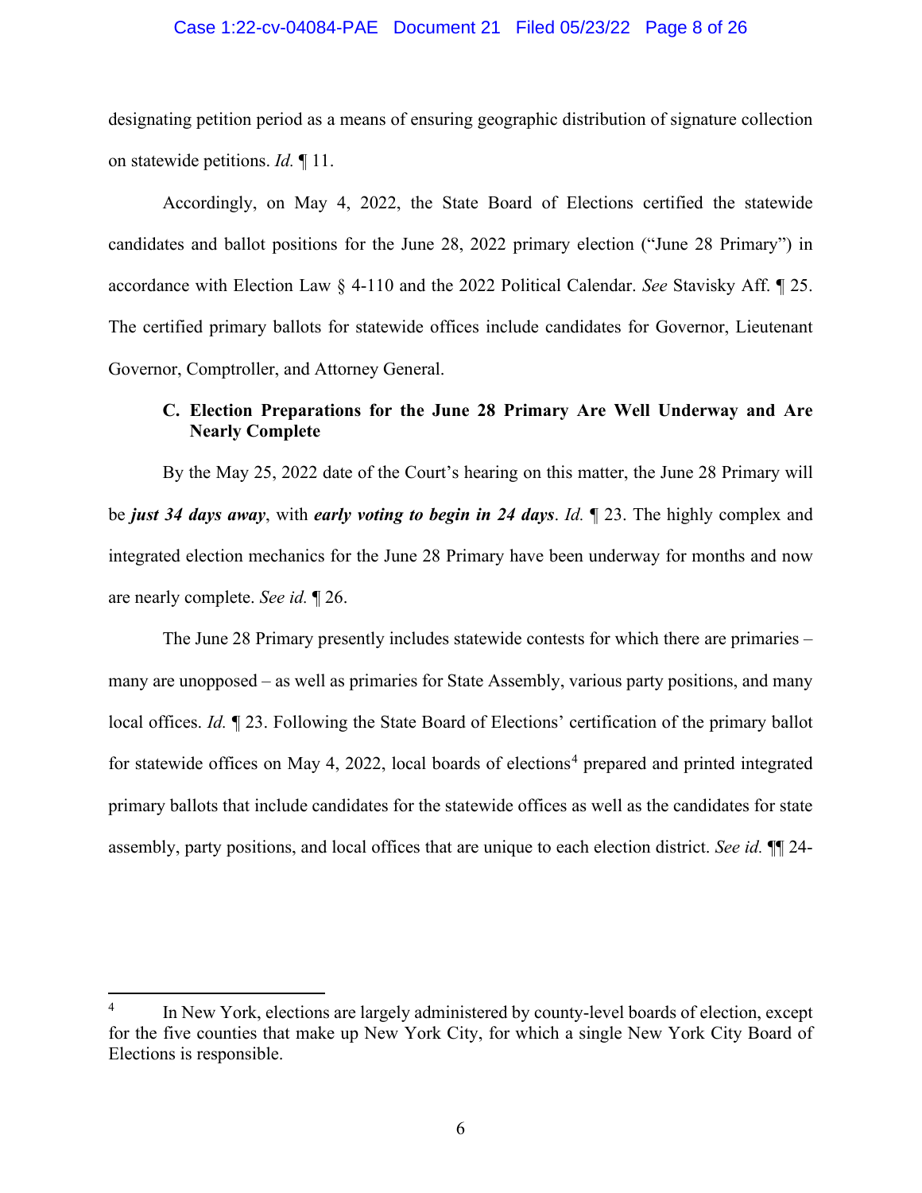designating petition period as a means of ensuring geographic distribution of signature collection on statewide petitions. *Id.* ¶ 11.

Accordingly, on May 4, 2022, the State Board of Elections certified the statewide candidates and ballot positions for the June 28, 2022 primary election ("June 28 Primary") in accordance with Election Law § 4-110 and the 2022 Political Calendar. *See* Stavisky Aff. ¶ 25. The certified primary ballots for statewide offices include candidates for Governor, Lieutenant Governor, Comptroller, and Attorney General.

### C. Election Preparations for the June 28 Primary Are Well Underway and Are Nearly Complete

By the May 25, 2022 date of the Court's hearing on this matter, the June 28 Primary will be ***just 34 days away***, with ***early voting to begin in 24 days***. *Id.* ¶ 23. The highly complex and integrated election mechanics for the June 28 Primary have been underway for months and now are nearly complete. *See id.* ¶ 26.

The June 28 Primary presently includes statewide contests for which there are primaries – many are unopposed – as well as primaries for State Assembly, various party positions, and many local offices. *Id.* ¶ 23. Following the State Board of Elections' certification of the primary ballot for statewide offices on May 4, 2022, local boards of elections[4] prepared and printed integrated primary ballots that include candidates for the statewide offices as well as the candidates for state assembly, party positions, and local offices that are unique to each election district. *See id.* ¶¶ 24-

---

[4] In New York, elections are largely administered by county-level boards of election, except for the five counties that make up New York City, for which a single New York City Board of Elections is responsible.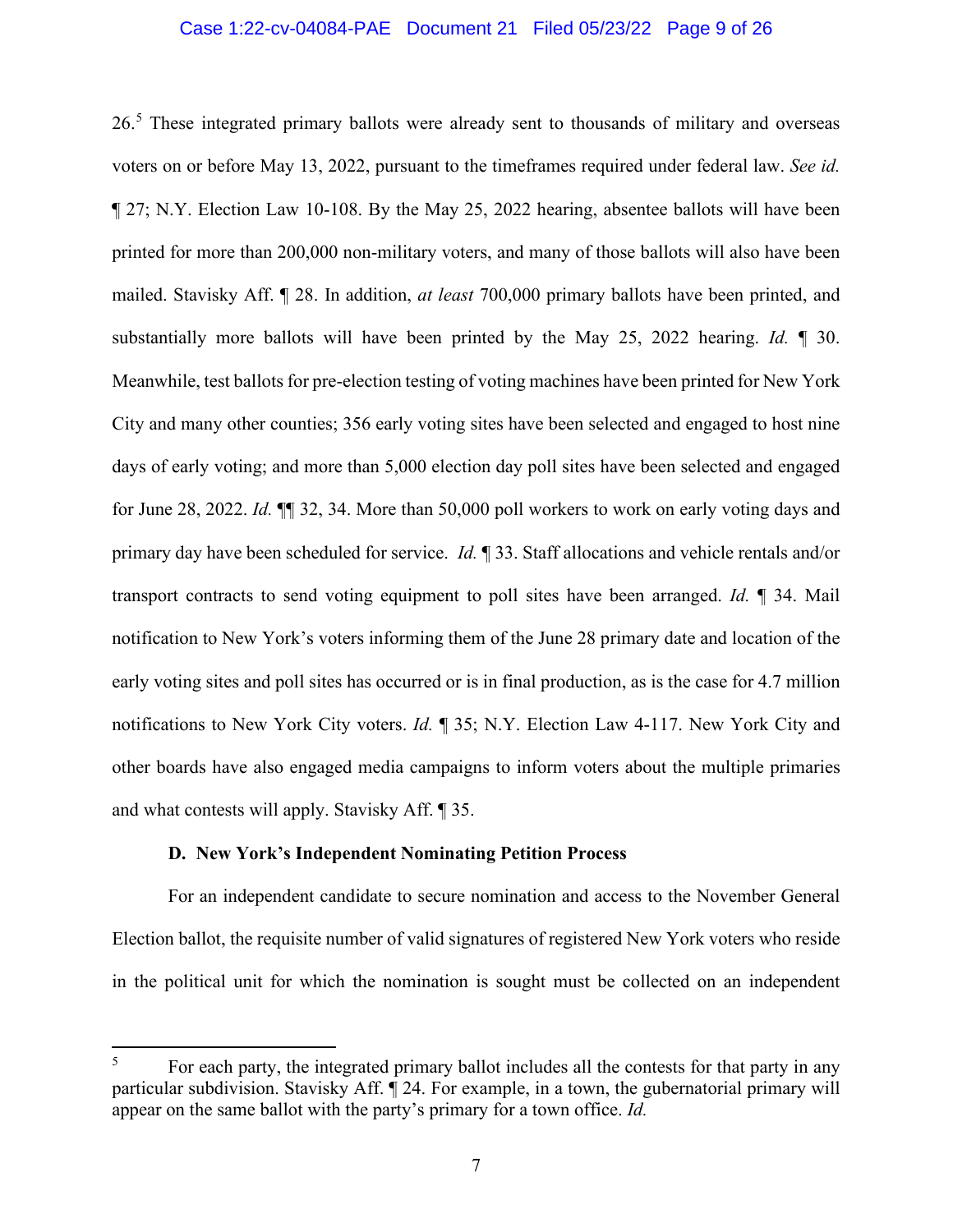26.[5] These integrated primary ballots were already sent to thousands of military and overseas voters on or before May 13, 2022, pursuant to the timeframes required under federal law. *See id.* ¶ 27; N.Y. Election Law 10-108. By the May 25, 2022 hearing, absentee ballots will have been printed for more than 200,000 non-military voters, and many of those ballots will also have been mailed. Stavisky Aff. ¶ 28. In addition, *at least* 700,000 primary ballots have been printed, and substantially more ballots will have been printed by the May 25, 2022 hearing. *Id.* ¶ 30. Meanwhile, test ballots for pre-election testing of voting machines have been printed for New York City and many other counties; 356 early voting sites have been selected and engaged to host nine days of early voting; and more than 5,000 election day poll sites have been selected and engaged for June 28, 2022. *Id.* ¶¶ 32, 34. More than 50,000 poll workers to work on early voting days and primary day have been scheduled for service. *Id.* ¶ 33. Staff allocations and vehicle rentals and/or transport contracts to send voting equipment to poll sites have been arranged. *Id.* ¶ 34. Mail notification to New York's voters informing them of the June 28 primary date and location of the early voting sites and poll sites has occurred or is in final production, as is the case for 4.7 million notifications to New York City voters. *Id.* ¶ 35; N.Y. Election Law 4-117. New York City and other boards have also engaged media campaigns to inform voters about the multiple primaries and what contests will apply. Stavisky Aff. ¶ 35.

### D. New York's Independent Nominating Petition Process

For an independent candidate to secure nomination and access to the November General Election ballot, the requisite number of valid signatures of registered New York voters who reside in the political unit for which the nomination is sought must be collected on an independent

---

[5] For each party, the integrated primary ballot includes all the contests for that party in any particular subdivision. Stavisky Aff. ¶ 24. For example, in a town, the gubernatorial primary will appear on the same ballot with the party's primary for a town office. *Id.*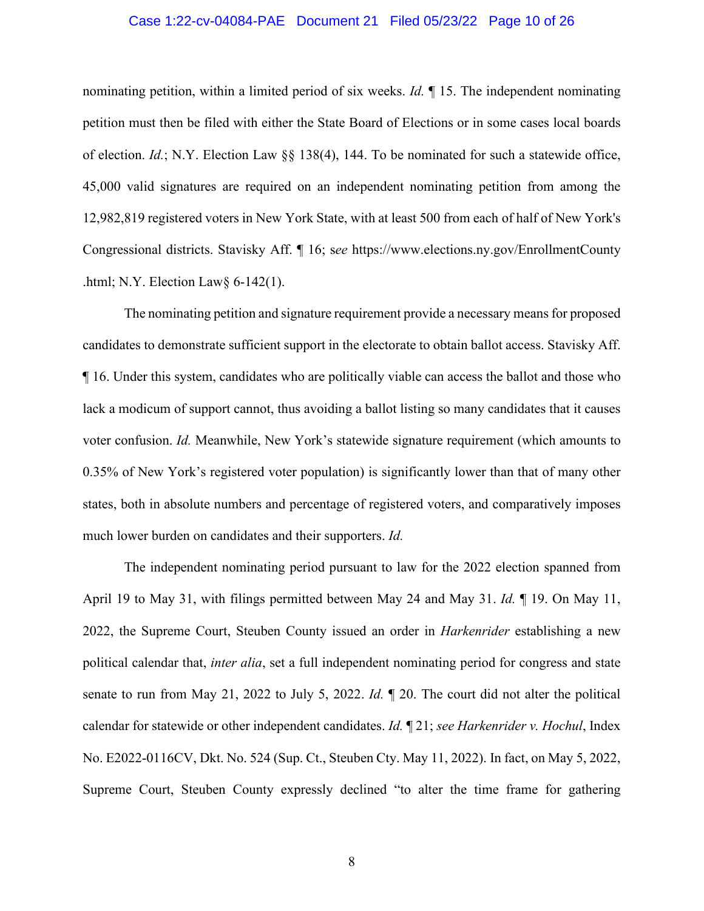nominating petition, within a limited period of six weeks. *Id.* ¶ 15. The independent nominating petition must then be filed with either the State Board of Elections or in some cases local boards of election. *Id.*; N.Y. Election Law §§ 138(4), 144. To be nominated for such a statewide office, 45,000 valid signatures are required on an independent nominating petition from among the 12,982,819 registered voters in New York State, with at least 500 from each of half of New York's Congressional districts. Stavisky Aff. ¶ 16; s*ee* https://www.elections.ny.gov/EnrollmentCounty .html; N.Y. Election Law§ 6-142(1).

The nominating petition and signature requirement provide a necessary means for proposed candidates to demonstrate sufficient support in the electorate to obtain ballot access. Stavisky Aff. ¶ 16. Under this system, candidates who are politically viable can access the ballot and those who lack a modicum of support cannot, thus avoiding a ballot listing so many candidates that it causes voter confusion. *Id.* Meanwhile, New York's statewide signature requirement (which amounts to 0.35% of New York's registered voter population) is significantly lower than that of many other states, both in absolute numbers and percentage of registered voters, and comparatively imposes much lower burden on candidates and their supporters. *Id.*

The independent nominating period pursuant to law for the 2022 election spanned from April 19 to May 31, with filings permitted between May 24 and May 31. *Id.* ¶ 19. On May 11, 2022, the Supreme Court, Steuben County issued an order in *Harkenrider* establishing a new political calendar that, *inter alia*, set a full independent nominating period for congress and state senate to run from May 21, 2022 to July 5, 2022. *Id.* ¶ 20. The court did not alter the political calendar for statewide or other independent candidates. *Id.* ¶ 21; *see Harkenrider v. Hochul*, Index No. E2022-0116CV, Dkt. No. 524 (Sup. Ct., Steuben Cty. May 11, 2022). In fact, on May 5, 2022, Supreme Court, Steuben County expressly declined "to alter the time frame for gathering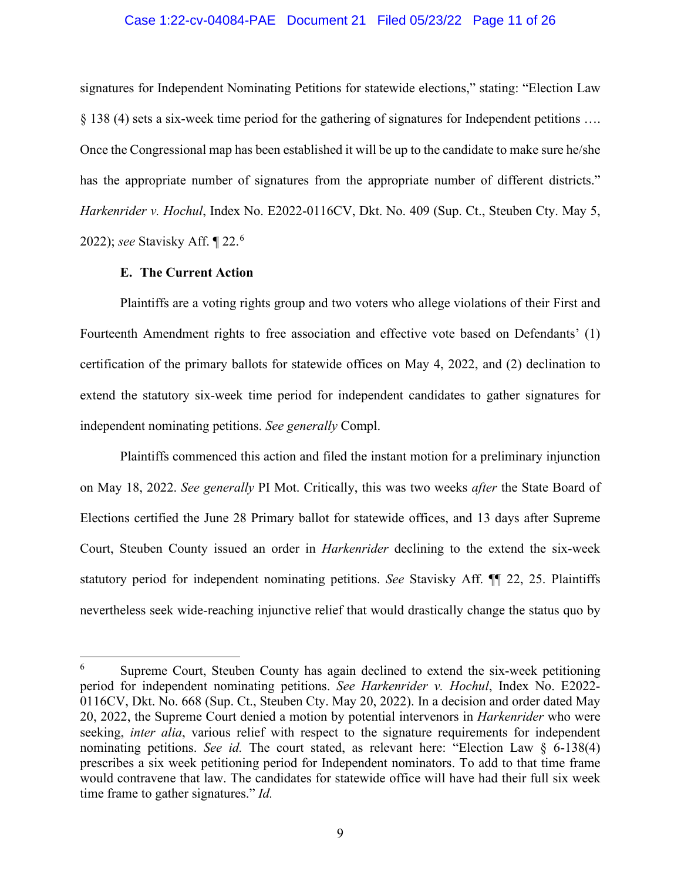signatures for Independent Nominating Petitions for statewide elections," stating: "Election Law § 138 (4) sets a six-week time period for the gathering of signatures for Independent petitions …. Once the Congressional map has been established it will be up to the candidate to make sure he/she has the appropriate number of signatures from the appropriate number of different districts." *Harkenrider v. Hochul*, Index No. E2022-0116CV, Dkt. No. 409 (Sup. Ct., Steuben Cty. May 5, 2022); *see* Stavisky Aff. ¶ 22.[6]

### E. The Current Action

Plaintiffs are a voting rights group and two voters who allege violations of their First and Fourteenth Amendment rights to free association and effective vote based on Defendants' (1) certification of the primary ballots for statewide offices on May 4, 2022, and (2) declination to extend the statutory six-week time period for independent candidates to gather signatures for independent nominating petitions. *See generally* Compl.

Plaintiffs commenced this action and filed the instant motion for a preliminary injunction on May 18, 2022. *See generally* PI Mot. Critically, this was two weeks *after* the State Board of Elections certified the June 28 Primary ballot for statewide offices, and 13 days after Supreme Court, Steuben County issued an order in *Harkenrider* declining to the extend the six-week statutory period for independent nominating petitions. *See* Stavisky Aff. ¶¶ 22, 25. Plaintiffs nevertheless seek wide-reaching injunctive relief that would drastically change the status quo by

---

[6] Supreme Court, Steuben County has again declined to extend the six-week petitioning period for independent nominating petitions. *See Harkenrider v. Hochul*, Index No. E2022-0116CV, Dkt. No. 668 (Sup. Ct., Steuben Cty. May 20, 2022). In a decision and order dated May 20, 2022, the Supreme Court denied a motion by potential intervenors in *Harkenrider* who were seeking, *inter alia*, various relief with respect to the signature requirements for independent nominating petitions. *See id.* The court stated, as relevant here: "Election Law § 6-138(4) prescribes a six week petitioning period for Independent nominators. To add to that time frame would contravene that law. The candidates for statewide office will have had their full six week time frame to gather signatures." *Id.*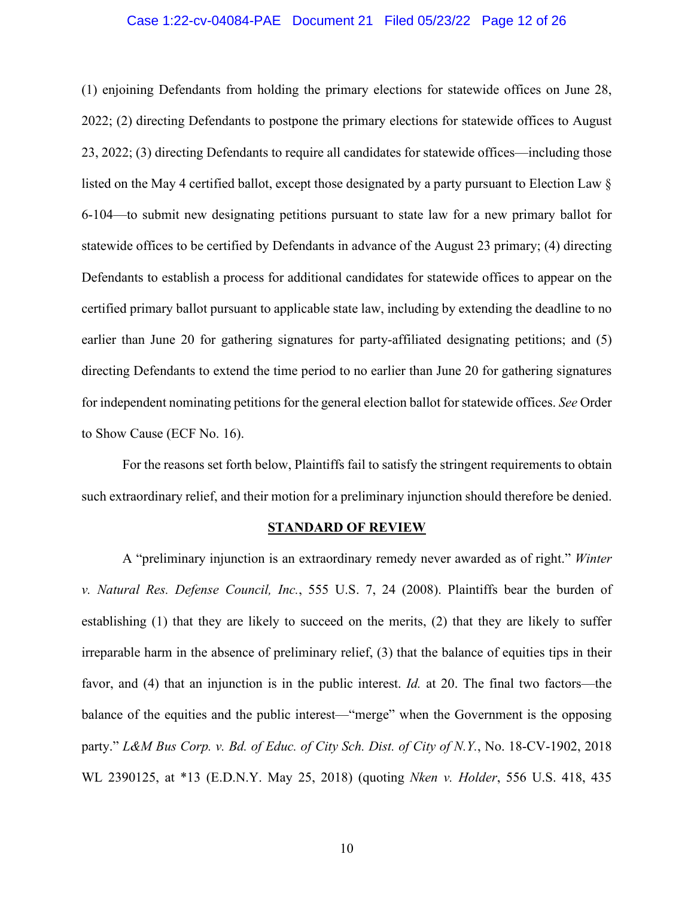(1) enjoining Defendants from holding the primary elections for statewide offices on June 28, 2022; (2) directing Defendants to postpone the primary elections for statewide offices to August 23, 2022; (3) directing Defendants to require all candidates for statewide offices—including those listed on the May 4 certified ballot, except those designated by a party pursuant to Election Law § 6-104—to submit new designating petitions pursuant to state law for a new primary ballot for statewide offices to be certified by Defendants in advance of the August 23 primary; (4) directing Defendants to establish a process for additional candidates for statewide offices to appear on the certified primary ballot pursuant to applicable state law, including by extending the deadline to no earlier than June 20 for gathering signatures for party-affiliated designating petitions; and (5) directing Defendants to extend the time period to no earlier than June 20 for gathering signatures for independent nominating petitions for the general election ballot for statewide offices. *See* Order to Show Cause (ECF No. 16).

For the reasons set forth below, Plaintiffs fail to satisfy the stringent requirements to obtain such extraordinary relief, and their motion for a preliminary injunction should therefore be denied.

## STANDARD OF REVIEW

A "preliminary injunction is an extraordinary remedy never awarded as of right." *Winter v. Natural Res. Defense Council, Inc.*, 555 U.S. 7, 24 (2008). Plaintiffs bear the burden of establishing (1) that they are likely to succeed on the merits, (2) that they are likely to suffer irreparable harm in the absence of preliminary relief, (3) that the balance of equities tips in their favor, and (4) that an injunction is in the public interest. *Id.* at 20. The final two factors—the balance of the equities and the public interest—"merge" when the Government is the opposing party." *L&M Bus Corp. v. Bd. of Educ. of City Sch. Dist. of City of N.Y.*, No. 18-CV-1902, 2018 WL 2390125, at *13 (E.D.N.Y. May 25, 2018) (quoting *Nken v. Holder*, 556 U.S. 418, 435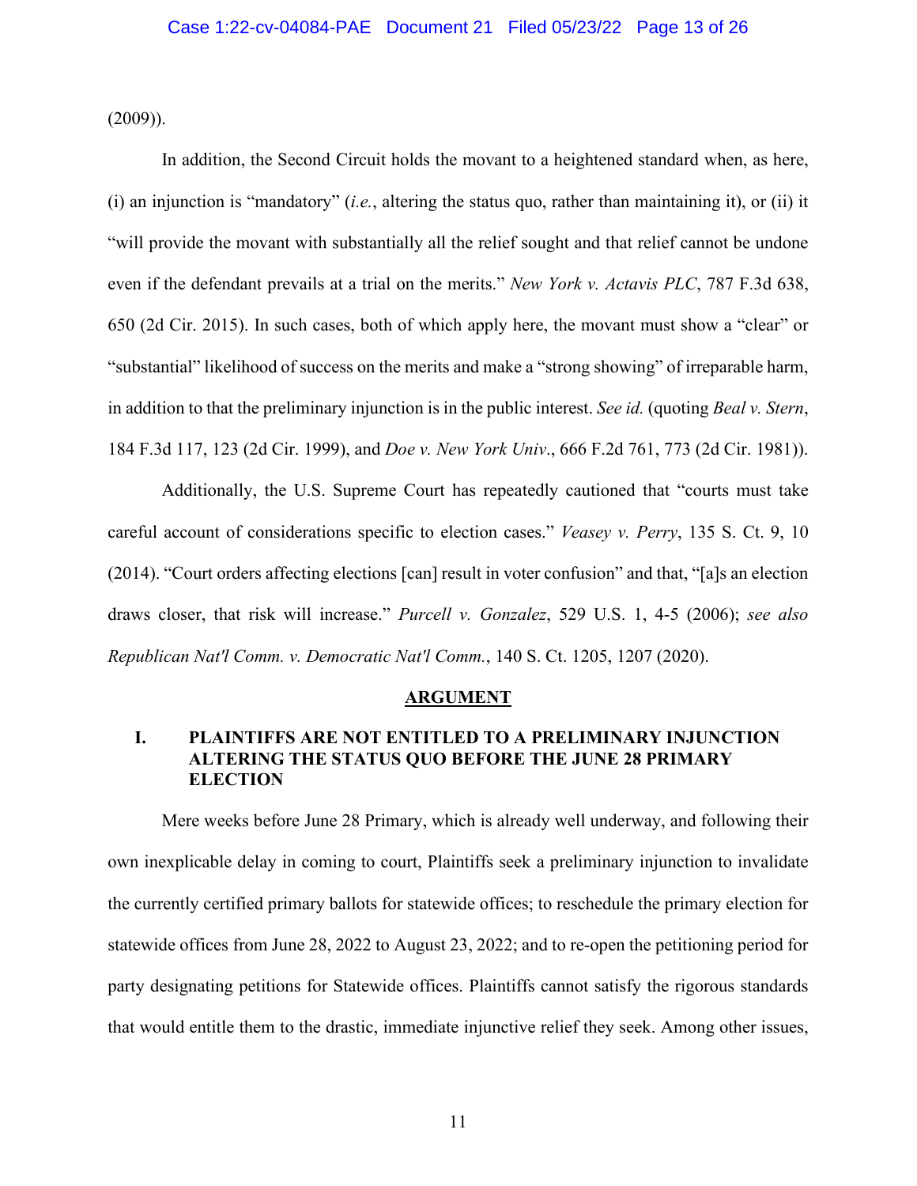(2009)).

In addition, the Second Circuit holds the movant to a heightened standard when, as here, (i) an injunction is "mandatory" (*i.e.*, altering the status quo, rather than maintaining it), or (ii) it "will provide the movant with substantially all the relief sought and that relief cannot be undone even if the defendant prevails at a trial on the merits." *New York v. Actavis PLC*, 787 F.3d 638, 650 (2d Cir. 2015). In such cases, both of which apply here, the movant must show a "clear" or "substantial" likelihood of success on the merits and make a "strong showing" of irreparable harm, in addition to that the preliminary injunction is in the public interest. *See id.* (quoting *Beal v. Stern*, 184 F.3d 117, 123 (2d Cir. 1999), and *Doe v. New York Univ*., 666 F.2d 761, 773 (2d Cir. 1981)).

Additionally, the U.S. Supreme Court has repeatedly cautioned that "courts must take careful account of considerations specific to election cases." *Veasey v. Perry*, 135 S. Ct. 9, 10 (2014). "Court orders affecting elections [can] result in voter confusion" and that, "[a]s an election draws closer, that risk will increase." *Purcell v. Gonzalez*, 529 U.S. 1, 4-5 (2006); *see also Republican Nat'l Comm. v. Democratic Nat'l Comm.*, 140 S. Ct. 1205, 1207 (2020).

## ARGUMENT

### I. PLAINTIFFS ARE NOT ENTITLED TO A PRELIMINARY INJUNCTION ALTERING THE STATUS QUO BEFORE THE JUNE 28 PRIMARY ELECTION

Mere weeks before June 28 Primary, which is already well underway, and following their own inexplicable delay in coming to court, Plaintiffs seek a preliminary injunction to invalidate the currently certified primary ballots for statewide offices; to reschedule the primary election for statewide offices from June 28, 2022 to August 23, 2022; and to re-open the petitioning period for party designating petitions for Statewide offices. Plaintiffs cannot satisfy the rigorous standards that would entitle them to the drastic, immediate injunctive relief they seek. Among other issues,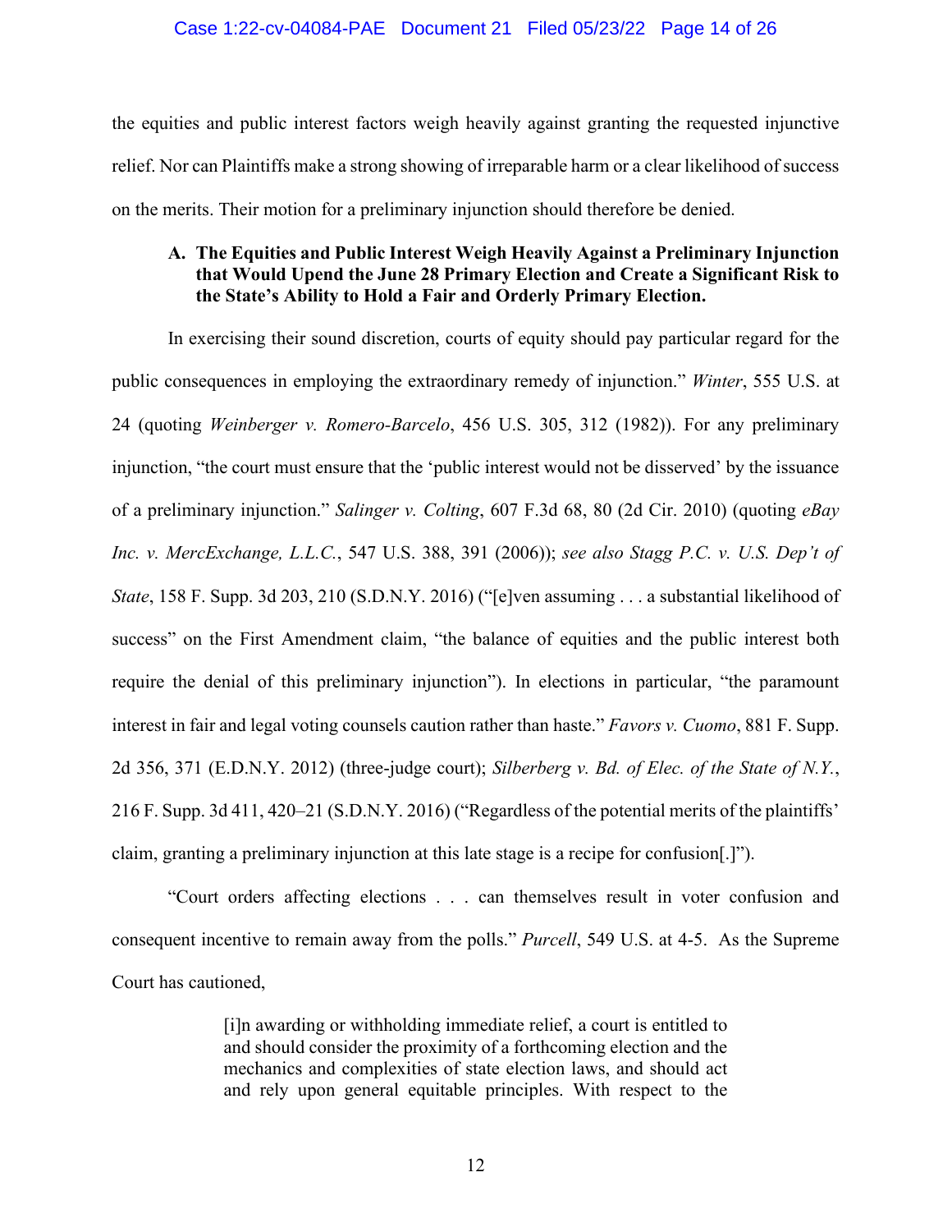the equities and public interest factors weigh heavily against granting the requested injunctive relief. Nor can Plaintiffs make a strong showing of irreparable harm or a clear likelihood of success on the merits. Their motion for a preliminary injunction should therefore be denied.

### A. The Equities and Public Interest Weigh Heavily Against a Preliminary Injunction that Would Upend the June 28 Primary Election and Create a Significant Risk to the State's Ability to Hold a Fair and Orderly Primary Election.

In exercising their sound discretion, courts of equity should pay particular regard for the public consequences in employing the extraordinary remedy of injunction." *Winter*, 555 U.S. at 24 (quoting *Weinberger v. Romero-Barcelo*, 456 U.S. 305, 312 (1982)). For any preliminary injunction, "the court must ensure that the 'public interest would not be disserved' by the issuance of a preliminary injunction." *Salinger v. Colting*, 607 F.3d 68, 80 (2d Cir. 2010) (quoting *eBay Inc. v. MercExchange, L.L.C.*, 547 U.S. 388, 391 (2006)); *see also Stagg P.C. v. U.S. Dep't of State*, 158 F. Supp. 3d 203, 210 (S.D.N.Y. 2016) ("[e]ven assuming . . . a substantial likelihood of success" on the First Amendment claim, "the balance of equities and the public interest both require the denial of this preliminary injunction"). In elections in particular, "the paramount interest in fair and legal voting counsels caution rather than haste." *Favors v. Cuomo*, 881 F. Supp. 2d 356, 371 (E.D.N.Y. 2012) (three-judge court); *Silberberg v. Bd. of Elec. of the State of N.Y.*, 216 F. Supp. 3d 411, 420–21 (S.D.N.Y. 2016) ("Regardless of the potential merits of the plaintiffs' claim, granting a preliminary injunction at this late stage is a recipe for confusion[.]").

"Court orders affecting elections . . . can themselves result in voter confusion and consequent incentive to remain away from the polls." *Purcell*, 549 U.S. at 4-5. As the Supreme Court has cautioned,

> [i]n awarding or withholding immediate relief, a court is entitled to and should consider the proximity of a forthcoming election and the mechanics and complexities of state election laws, and should act and rely upon general equitable principles. With respect to the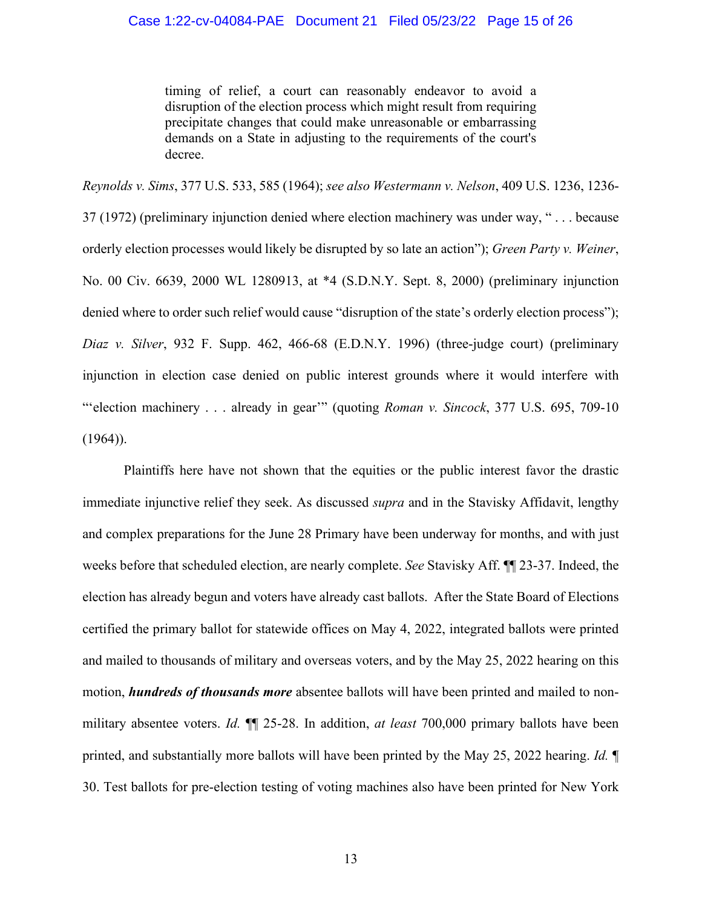> timing of relief, a court can reasonably endeavor to avoid a disruption of the election process which might result from requiring precipitate changes that could make unreasonable or embarrassing demands on a State in adjusting to the requirements of the court's decree.

*Reynolds v. Sims*, 377 U.S. 533, 585 (1964); *see also Westermann v. Nelson*, 409 U.S. 1236, 1236-37 (1972) (preliminary injunction denied where election machinery was under way, " . . . because orderly election processes would likely be disrupted by so late an action"); *Green Party v. Weiner*, No. 00 Civ. 6639, 2000 WL 1280913, at *4 (S.D.N.Y. Sept. 8, 2000) (preliminary injunction denied where to order such relief would cause "disruption of the state's orderly election process"); *Diaz v. Silver*, 932 F. Supp. 462, 466-68 (E.D.N.Y. 1996) (three-judge court) (preliminary injunction in election case denied on public interest grounds where it would interfere with "'election machinery . . . already in gear'" (quoting *Roman v. Sincock*, 377 U.S. 695, 709-10 (1964)).

Plaintiffs here have not shown that the equities or the public interest favor the drastic immediate injunctive relief they seek. As discussed *supra* and in the Stavisky Affidavit, lengthy and complex preparations for the June 28 Primary have been underway for months, and with just weeks before that scheduled election, are nearly complete. *See* Stavisky Aff. ¶¶ 23-37. Indeed, the election has already begun and voters have already cast ballots. After the State Board of Elections certified the primary ballot for statewide offices on May 4, 2022, integrated ballots were printed and mailed to thousands of military and overseas voters, and by the May 25, 2022 hearing on this motion, ***hundreds of thousands more*** absentee ballots will have been printed and mailed to non-military absentee voters. *Id.* ¶¶ 25-28. In addition, *at least* 700,000 primary ballots have been printed, and substantially more ballots will have been printed by the May 25, 2022 hearing. *Id.* ¶ 30. Test ballots for pre-election testing of voting machines also have been printed for New York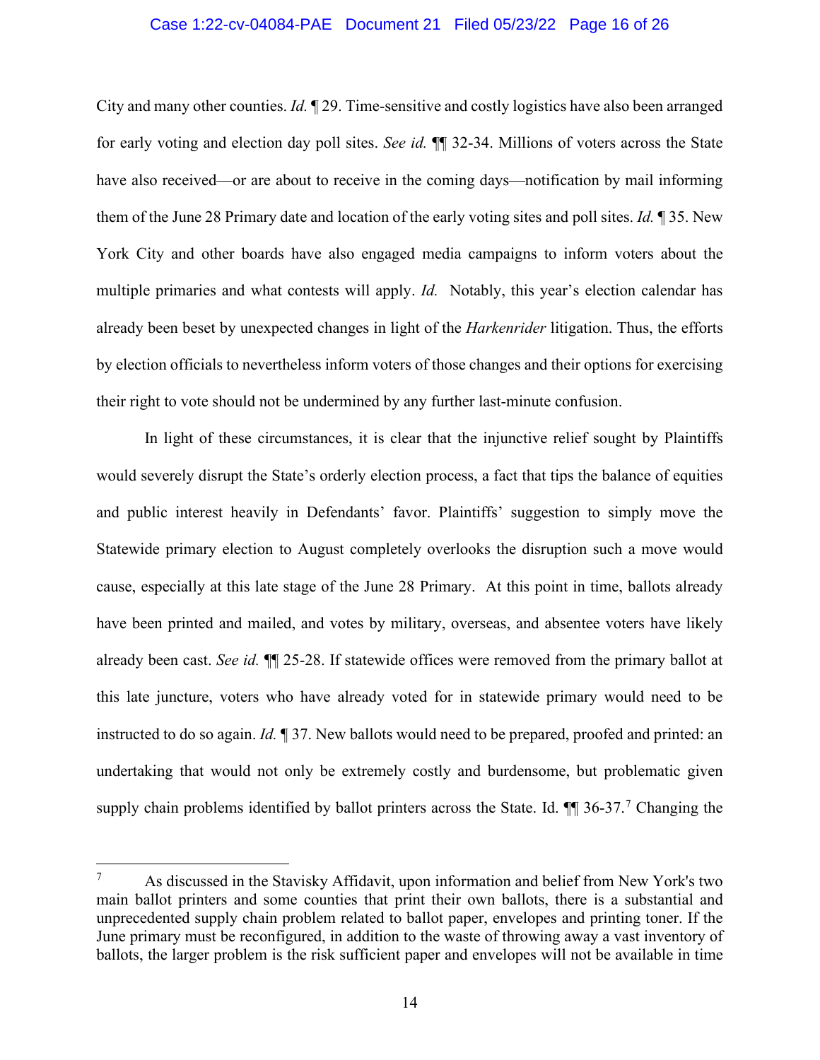City and many other counties. *Id.* ¶ 29. Time-sensitive and costly logistics have also been arranged for early voting and election day poll sites. *See id.* ¶¶ 32-34. Millions of voters across the State have also received—or are about to receive in the coming days—notification by mail informing them of the June 28 Primary date and location of the early voting sites and poll sites. *Id.* ¶ 35. New York City and other boards have also engaged media campaigns to inform voters about the multiple primaries and what contests will apply. *Id.* Notably, this year's election calendar has already been beset by unexpected changes in light of the *Harkenrider* litigation. Thus, the efforts by election officials to nevertheless inform voters of those changes and their options for exercising their right to vote should not be undermined by any further last-minute confusion.

In light of these circumstances, it is clear that the injunctive relief sought by Plaintiffs would severely disrupt the State's orderly election process, a fact that tips the balance of equities and public interest heavily in Defendants' favor. Plaintiffs' suggestion to simply move the Statewide primary election to August completely overlooks the disruption such a move would cause, especially at this late stage of the June 28 Primary. At this point in time, ballots already have been printed and mailed, and votes by military, overseas, and absentee voters have likely already been cast. *See id.* ¶¶ 25-28. If statewide offices were removed from the primary ballot at this late juncture, voters who have already voted for in statewide primary would need to be instructed to do so again. *Id.* ¶ 37. New ballots would need to be prepared, proofed and printed: an undertaking that would not only be extremely costly and burdensome, but problematic given supply chain problems identified by ballot printers across the State. Id. ¶¶ 36-37.[7] Changing the

---

[7] As discussed in the Stavisky Affidavit, upon information and belief from New York's two main ballot printers and some counties that print their own ballots, there is a substantial and unprecedented supply chain problem related to ballot paper, envelopes and printing toner. If the June primary must be reconfigured, in addition to the waste of throwing away a vast inventory of ballots, the larger problem is the risk sufficient paper and envelopes will not be available in time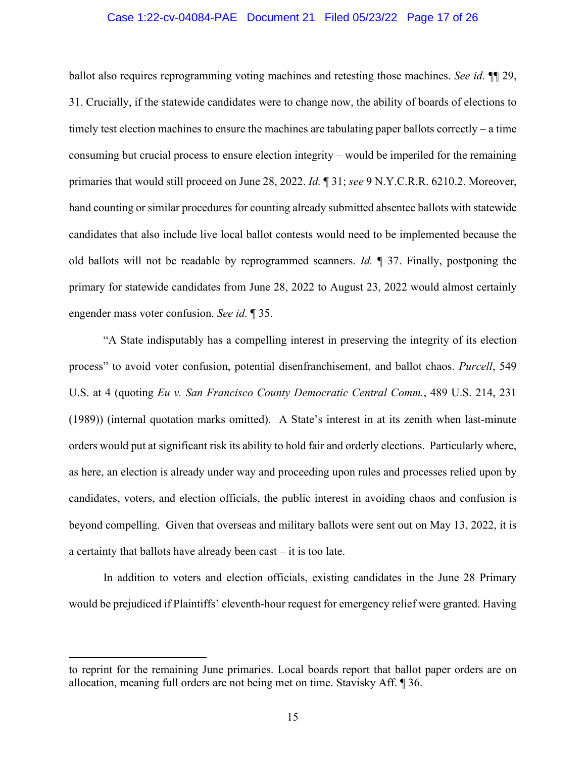ballot also requires reprogramming voting machines and retesting those machines. *See id.* ¶¶ 29, 31. Crucially, if the statewide candidates were to change now, the ability of boards of elections to timely test election machines to ensure the machines are tabulating paper ballots correctly – a time consuming but crucial process to ensure election integrity – would be imperiled for the remaining primaries that would still proceed on June 28, 2022. *Id.* ¶ 31; *see* 9 N.Y.C.R.R. 6210.2. Moreover, hand counting or similar procedures for counting already submitted absentee ballots with statewide candidates that also include live local ballot contests would need to be implemented because the old ballots will not be readable by reprogrammed scanners. *Id.* ¶ 37. Finally, postponing the primary for statewide candidates from June 28, 2022 to August 23, 2022 would almost certainly engender mass voter confusion. *See id.* ¶ 35.

"A State indisputably has a compelling interest in preserving the integrity of its election process" to avoid voter confusion, potential disenfranchisement, and ballot chaos. *Purcell*, 549 U.S. at 4 (quoting *Eu v. San Francisco County Democratic Central Comm.*, 489 U.S. 214, 231 (1989)) (internal quotation marks omitted). A State's interest in at its zenith when last-minute orders would put at significant risk its ability to hold fair and orderly elections. Particularly where, as here, an election is already under way and proceeding upon rules and processes relied upon by candidates, voters, and election officials, the public interest in avoiding chaos and confusion is beyond compelling. Given that overseas and military ballots were sent out on May 13, 2022, it is a certainty that ballots have already been cast – it is too late.

In addition to voters and election officials, existing candidates in the June 28 Primary would be prejudiced if Plaintiffs' eleventh-hour request for emergency relief were granted. Having

---

to reprint for the remaining June primaries. Local boards report that ballot paper orders are on allocation, meaning full orders are not being met on time. Stavisky Aff. ¶ 36.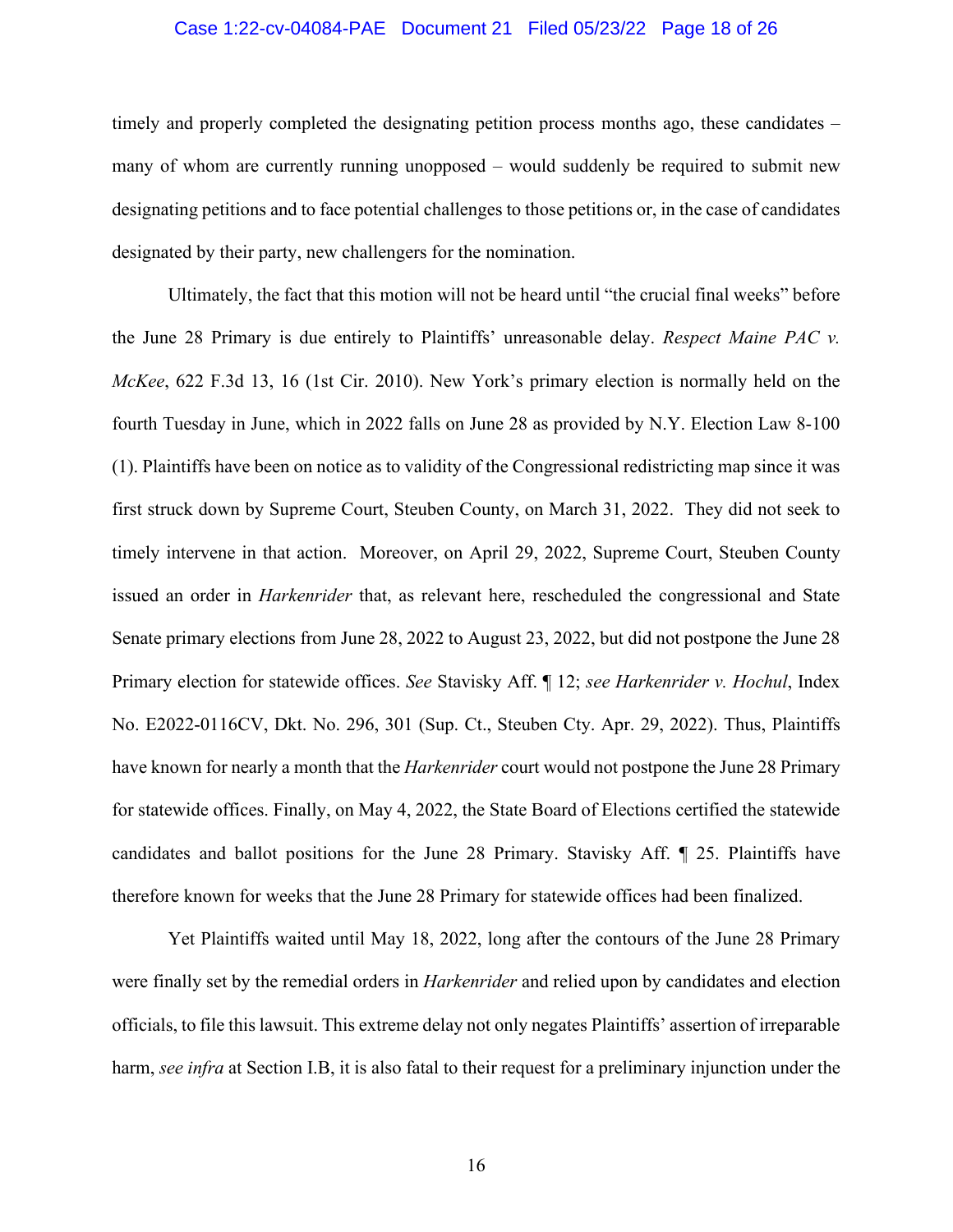timely and properly completed the designating petition process months ago, these candidates – many of whom are currently running unopposed – would suddenly be required to submit new designating petitions and to face potential challenges to those petitions or, in the case of candidates designated by their party, new challengers for the nomination.

Ultimately, the fact that this motion will not be heard until "the crucial final weeks" before the June 28 Primary is due entirely to Plaintiffs' unreasonable delay. *Respect Maine PAC v. McKee*, 622 F.3d 13, 16 (1st Cir. 2010). New York's primary election is normally held on the fourth Tuesday in June, which in 2022 falls on June 28 as provided by N.Y. Election Law 8-100 (1). Plaintiffs have been on notice as to validity of the Congressional redistricting map since it was first struck down by Supreme Court, Steuben County, on March 31, 2022. They did not seek to timely intervene in that action. Moreover, on April 29, 2022, Supreme Court, Steuben County issued an order in *Harkenrider* that, as relevant here, rescheduled the congressional and State Senate primary elections from June 28, 2022 to August 23, 2022, but did not postpone the June 28 Primary election for statewide offices. *See* Stavisky Aff. ¶ 12; *see Harkenrider v. Hochul*, Index No. E2022-0116CV, Dkt. No. 296, 301 (Sup. Ct., Steuben Cty. Apr. 29, 2022). Thus, Plaintiffs have known for nearly a month that the *Harkenrider* court would not postpone the June 28 Primary for statewide offices. Finally, on May 4, 2022, the State Board of Elections certified the statewide candidates and ballot positions for the June 28 Primary. Stavisky Aff. ¶ 25. Plaintiffs have therefore known for weeks that the June 28 Primary for statewide offices had been finalized.

Yet Plaintiffs waited until May 18, 2022, long after the contours of the June 28 Primary were finally set by the remedial orders in *Harkenrider* and relied upon by candidates and election officials, to file this lawsuit. This extreme delay not only negates Plaintiffs' assertion of irreparable harm, *see infra* at Section I.B, it is also fatal to their request for a preliminary injunction under the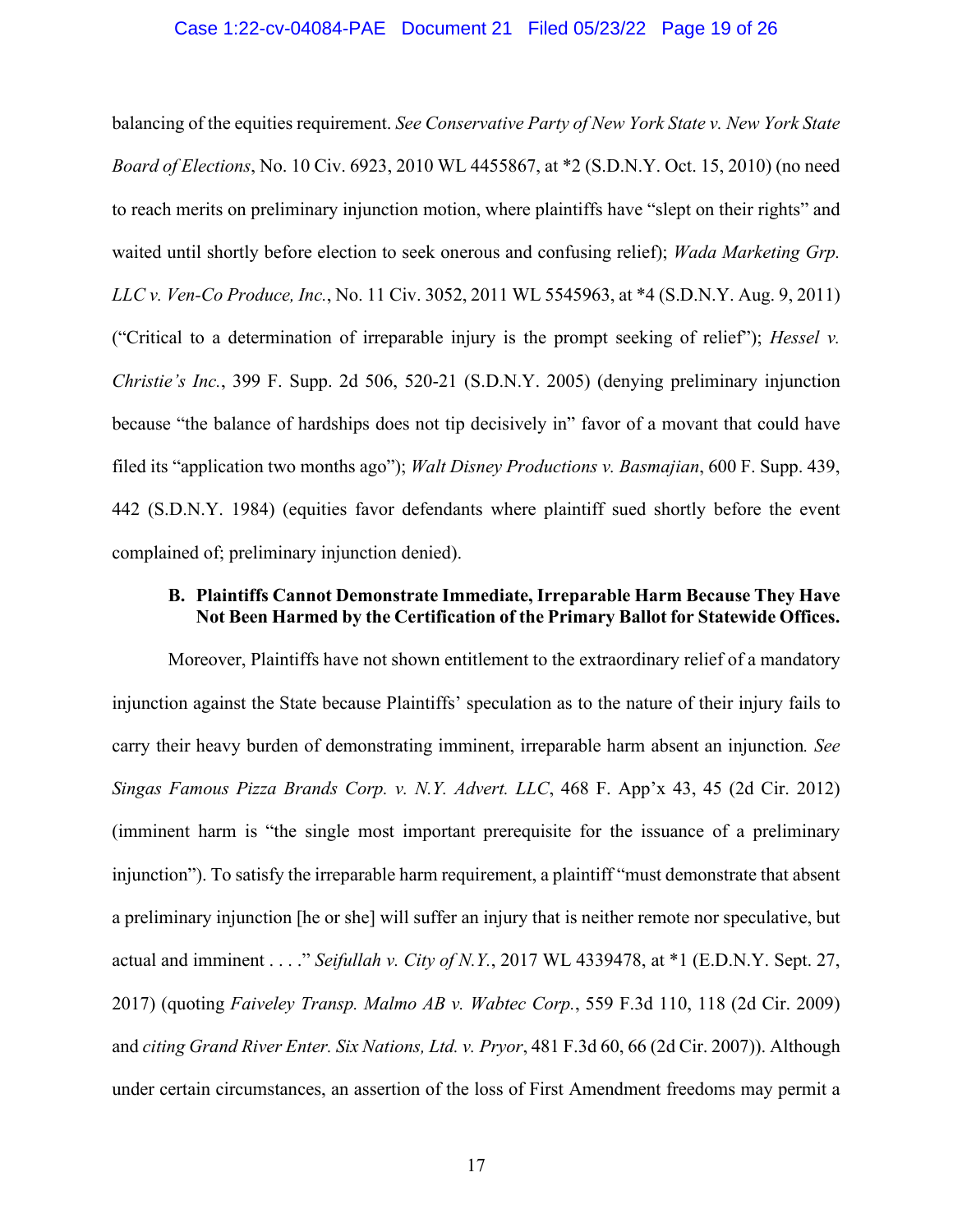balancing of the equities requirement. *See Conservative Party of New York State v. New York State Board of Elections*, No. 10 Civ. 6923, 2010 WL 4455867, at *2 (S.D.N.Y. Oct. 15, 2010) (no need to reach merits on preliminary injunction motion, where plaintiffs have "slept on their rights" and waited until shortly before election to seek onerous and confusing relief); *Wada Marketing Grp. LLC v. Ven-Co Produce, Inc.*, No. 11 Civ. 3052, 2011 WL 5545963, at *4 (S.D.N.Y. Aug. 9, 2011) ("Critical to a determination of irreparable injury is the prompt seeking of relief"); *Hessel v. Christie's Inc.*, 399 F. Supp. 2d 506, 520-21 (S.D.N.Y. 2005) (denying preliminary injunction because "the balance of hardships does not tip decisively in" favor of a movant that could have filed its "application two months ago"); *Walt Disney Productions v. Basmajian*, 600 F. Supp. 439, 442 (S.D.N.Y. 1984) (equities favor defendants where plaintiff sued shortly before the event complained of; preliminary injunction denied).

### B. Plaintiffs Cannot Demonstrate Immediate, Irreparable Harm Because They Have Not Been Harmed by the Certification of the Primary Ballot for Statewide Offices.

Moreover, Plaintiffs have not shown entitlement to the extraordinary relief of a mandatory injunction against the State because Plaintiffs' speculation as to the nature of their injury fails to carry their heavy burden of demonstrating imminent, irreparable harm absent an injunction. *See Singas Famous Pizza Brands Corp. v. N.Y. Advert. LLC*, 468 F. App'x 43, 45 (2d Cir. 2012) (imminent harm is "the single most important prerequisite for the issuance of a preliminary injunction"). To satisfy the irreparable harm requirement, a plaintiff "must demonstrate that absent a preliminary injunction [he or she] will suffer an injury that is neither remote nor speculative, but actual and imminent . . . ." *Seifullah v. City of N.Y.*, 2017 WL 4339478, at *1 (E.D.N.Y. Sept. 27, 2017) (quoting *Faiveley Transp. Malmo AB v. Wabtec Corp.*, 559 F.3d 110, 118 (2d Cir. 2009) and *citing Grand River Enter. Six Nations, Ltd. v. Pryor*, 481 F.3d 60, 66 (2d Cir. 2007)). Although under certain circumstances, an assertion of the loss of First Amendment freedoms may permit a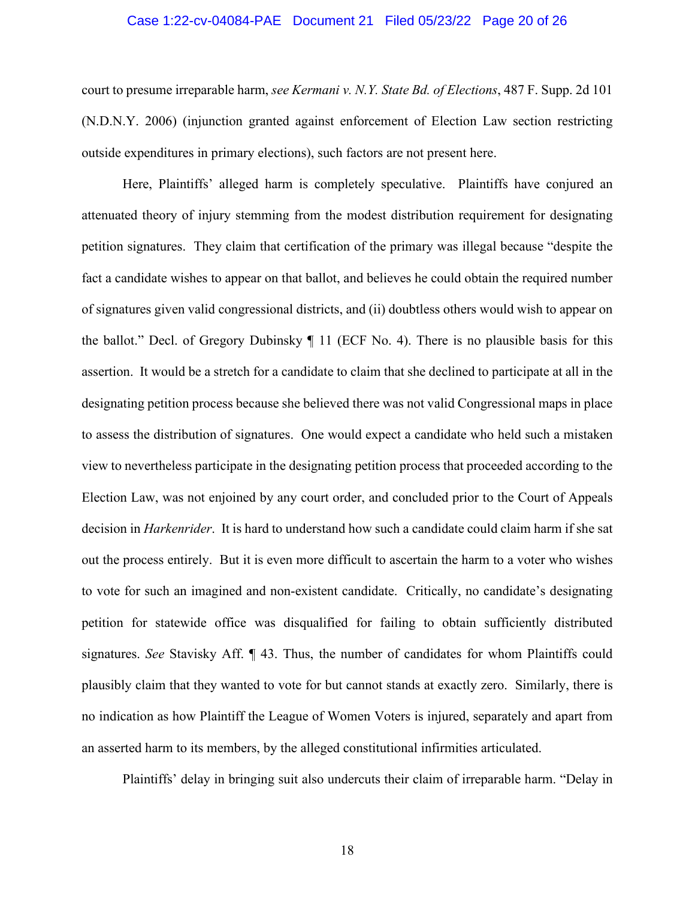court to presume irreparable harm, *see Kermani v. N.Y. State Bd. of Elections*, 487 F. Supp. 2d 101 (N.D.N.Y. 2006) (injunction granted against enforcement of Election Law section restricting outside expenditures in primary elections), such factors are not present here.

Here, Plaintiffs' alleged harm is completely speculative. Plaintiffs have conjured an attenuated theory of injury stemming from the modest distribution requirement for designating petition signatures. They claim that certification of the primary was illegal because "despite the fact a candidate wishes to appear on that ballot, and believes he could obtain the required number of signatures given valid congressional districts, and (ii) doubtless others would wish to appear on the ballot." Decl. of Gregory Dubinsky ¶ 11 (ECF No. 4). There is no plausible basis for this assertion. It would be a stretch for a candidate to claim that she declined to participate at all in the designating petition process because she believed there was not valid Congressional maps in place to assess the distribution of signatures. One would expect a candidate who held such a mistaken view to nevertheless participate in the designating petition process that proceeded according to the Election Law, was not enjoined by any court order, and concluded prior to the Court of Appeals decision in *Harkenrider*. It is hard to understand how such a candidate could claim harm if she sat out the process entirely. But it is even more difficult to ascertain the harm to a voter who wishes to vote for such an imagined and non-existent candidate. Critically, no candidate's designating petition for statewide office was disqualified for failing to obtain sufficiently distributed signatures. *See* Stavisky Aff. ¶ 43. Thus, the number of candidates for whom Plaintiffs could plausibly claim that they wanted to vote for but cannot stands at exactly zero. Similarly, there is no indication as how Plaintiff the League of Women Voters is injured, separately and apart from an asserted harm to its members, by the alleged constitutional infirmities articulated.

Plaintiffs' delay in bringing suit also undercuts their claim of irreparable harm. "Delay in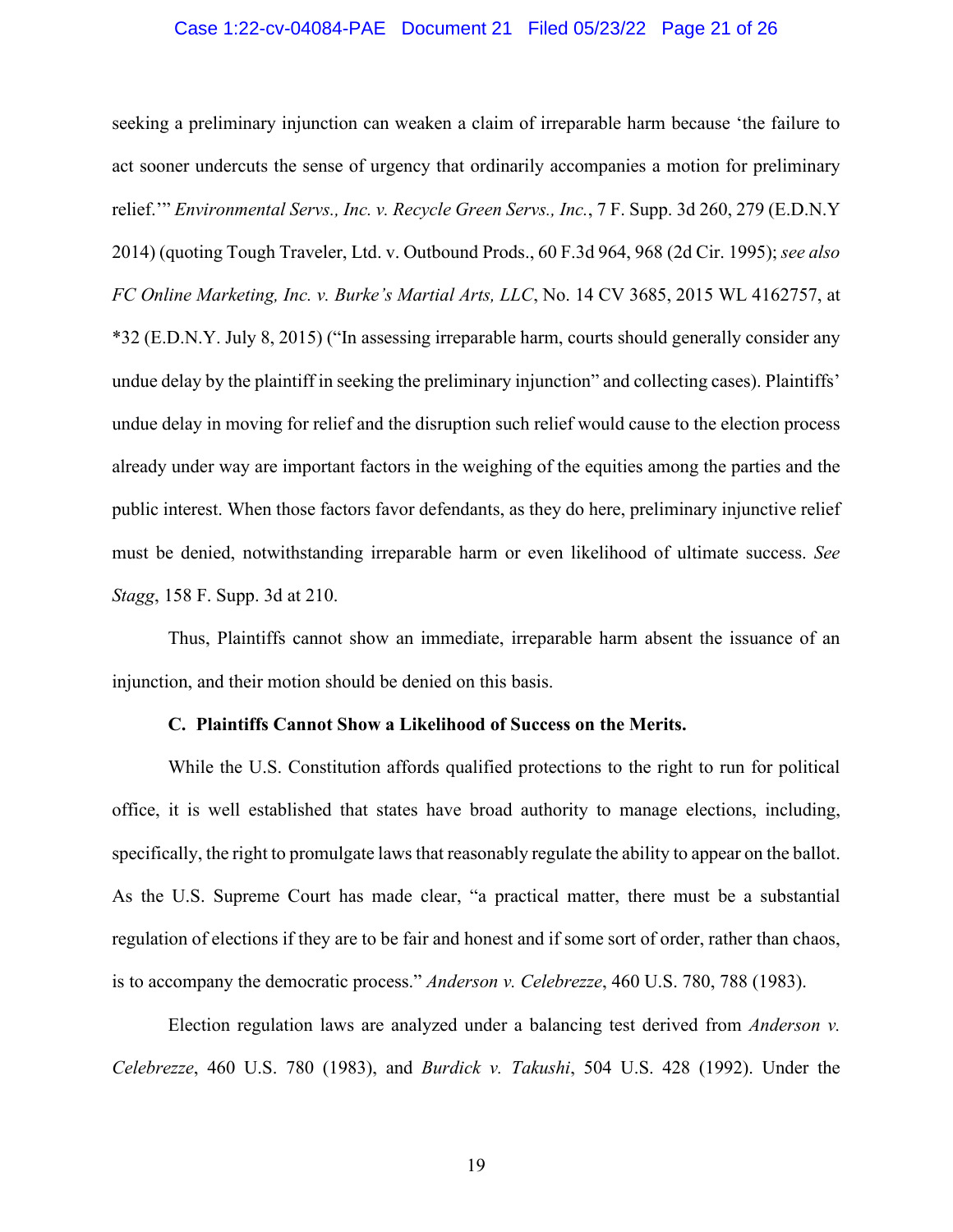seeking a preliminary injunction can weaken a claim of irreparable harm because 'the failure to act sooner undercuts the sense of urgency that ordinarily accompanies a motion for preliminary relief.'" *Environmental Servs., Inc. v. Recycle Green Servs., Inc.*, 7 F. Supp. 3d 260, 279 (E.D.N.Y 2014) (quoting Tough Traveler, Ltd. v. Outbound Prods., 60 F.3d 964, 968 (2d Cir. 1995); *see also FC Online Marketing, Inc. v. Burke's Martial Arts, LLC*, No. 14 CV 3685, 2015 WL 4162757, at *32 (E.D.N.Y. July 8, 2015) ("In assessing irreparable harm, courts should generally consider any undue delay by the plaintiff in seeking the preliminary injunction" and collecting cases). Plaintiffs' undue delay in moving for relief and the disruption such relief would cause to the election process already under way are important factors in the weighing of the equities among the parties and the public interest. When those factors favor defendants, as they do here, preliminary injunctive relief must be denied, notwithstanding irreparable harm or even likelihood of ultimate success. *See Stagg*, 158 F. Supp. 3d at 210.

Thus, Plaintiffs cannot show an immediate, irreparable harm absent the issuance of an injunction, and their motion should be denied on this basis.

**C. Plaintiffs Cannot Show a Likelihood of Success on the Merits.**

While the U.S. Constitution affords qualified protections to the right to run for political office, it is well established that states have broad authority to manage elections, including, specifically, the right to promulgate laws that reasonably regulate the ability to appear on the ballot. As the U.S. Supreme Court has made clear, "a practical matter, there must be a substantial regulation of elections if they are to be fair and honest and if some sort of order, rather than chaos, is to accompany the democratic process." *Anderson v. Celebrezze*, 460 U.S. 780, 788 (1983).

Election regulation laws are analyzed under a balancing test derived from *Anderson v. Celebrezze*, 460 U.S. 780 (1983), and *Burdick v. Takushi*, 504 U.S. 428 (1992). Under the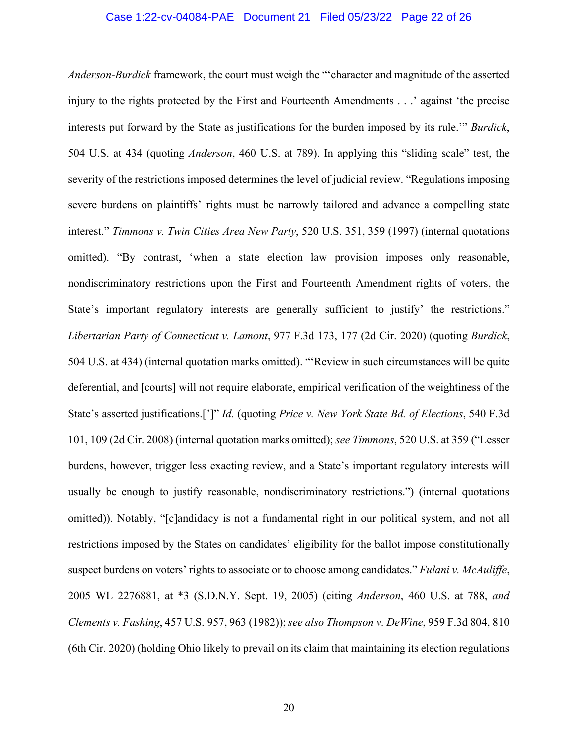*Anderson-Burdick* framework, the court must weigh the "'character and magnitude of the asserted injury to the rights protected by the First and Fourteenth Amendments . . .' against 'the precise interests put forward by the State as justifications for the burden imposed by its rule.'" *Burdick*, 504 U.S. at 434 (quoting *Anderson*, 460 U.S. at 789). In applying this "sliding scale" test, the severity of the restrictions imposed determines the level of judicial review. "Regulations imposing severe burdens on plaintiffs' rights must be narrowly tailored and advance a compelling state interest." *Timmons v. Twin Cities Area New Party*, 520 U.S. 351, 359 (1997) (internal quotations omitted). "By contrast, 'when a state election law provision imposes only reasonable, nondiscriminatory restrictions upon the First and Fourteenth Amendment rights of voters, the State's important regulatory interests are generally sufficient to justify' the restrictions." *Libertarian Party of Connecticut v. Lamont*, 977 F.3d 173, 177 (2d Cir. 2020) (quoting *Burdick*, 504 U.S. at 434) (internal quotation marks omitted). "'Review in such circumstances will be quite deferential, and [courts] will not require elaborate, empirical verification of the weightiness of the State's asserted justifications.[']" *Id.* (quoting *Price v. New York State Bd. of Elections*, 540 F.3d 101, 109 (2d Cir. 2008) (internal quotation marks omitted); *see Timmons*, 520 U.S. at 359 ("Lesser burdens, however, trigger less exacting review, and a State's important regulatory interests will usually be enough to justify reasonable, nondiscriminatory restrictions.") (internal quotations omitted)). Notably, "[c]andidacy is not a fundamental right in our political system, and not all restrictions imposed by the States on candidates' eligibility for the ballot impose constitutionally suspect burdens on voters' rights to associate or to choose among candidates." *Fulani v. McAuliffe*, 2005 WL 2276881, at *3 (S.D.N.Y. Sept. 19, 2005) (citing *Anderson*, 460 U.S. at 788, *and Clements v. Fashing*, 457 U.S. 957, 963 (1982)); *see also Thompson v. DeWine*, 959 F.3d 804, 810 (6th Cir. 2020) (holding Ohio likely to prevail on its claim that maintaining its election regulations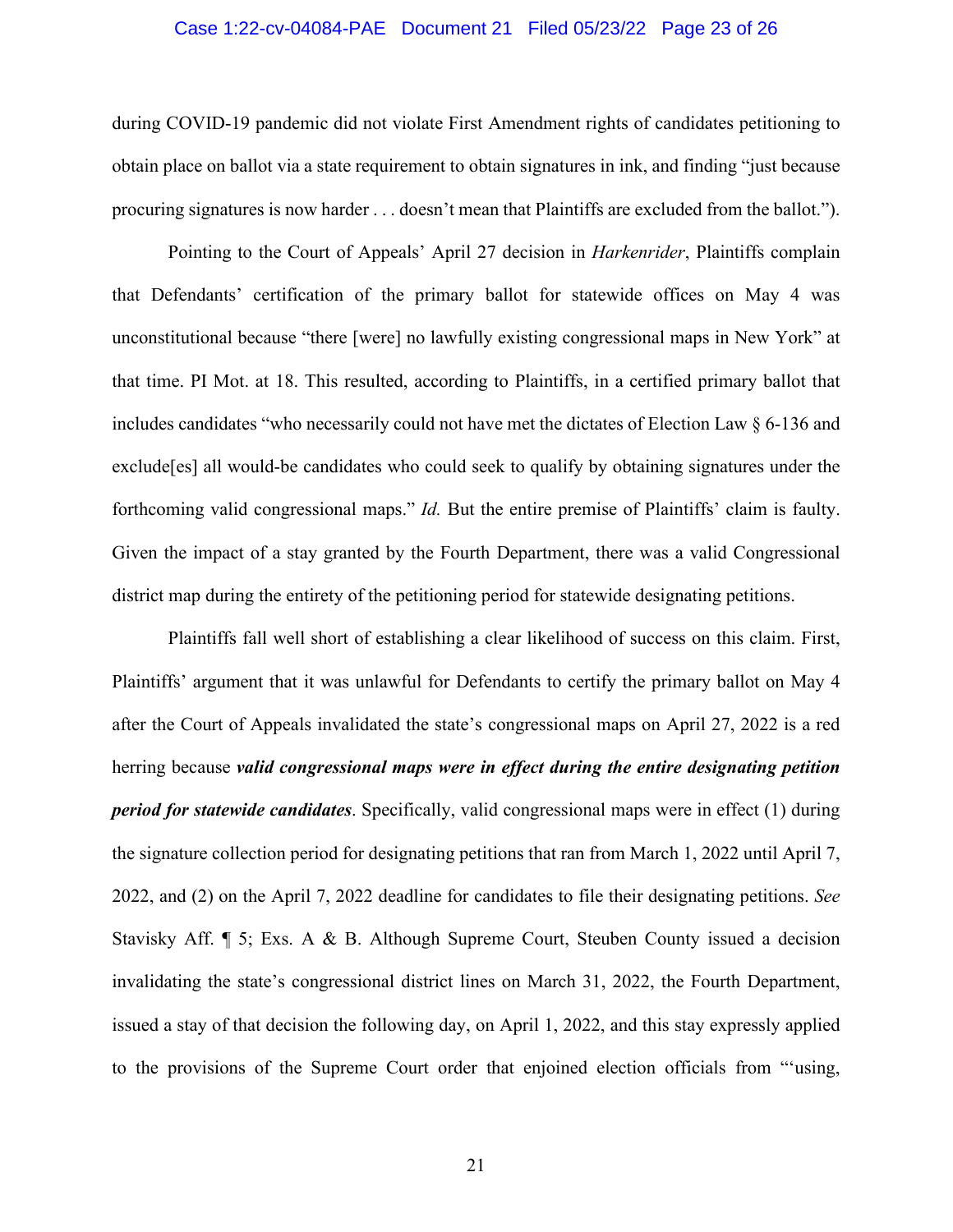during COVID-19 pandemic did not violate First Amendment rights of candidates petitioning to obtain place on ballot via a state requirement to obtain signatures in ink, and finding "just because procuring signatures is now harder . . . doesn't mean that Plaintiffs are excluded from the ballot.").

Pointing to the Court of Appeals' April 27 decision in *Harkenrider*, Plaintiffs complain that Defendants' certification of the primary ballot for statewide offices on May 4 was unconstitutional because "there [were] no lawfully existing congressional maps in New York" at that time. PI Mot. at 18. This resulted, according to Plaintiffs, in a certified primary ballot that includes candidates "who necessarily could not have met the dictates of Election Law § 6-136 and exclude[es] all would-be candidates who could seek to qualify by obtaining signatures under the forthcoming valid congressional maps." *Id.* But the entire premise of Plaintiffs' claim is faulty. Given the impact of a stay granted by the Fourth Department, there was a valid Congressional district map during the entirety of the petitioning period for statewide designating petitions.

Plaintiffs fall well short of establishing a clear likelihood of success on this claim. First, Plaintiffs' argument that it was unlawful for Defendants to certify the primary ballot on May 4 after the Court of Appeals invalidated the state's congressional maps on April 27, 2022 is a red herring because ***valid congressional maps were in effect during the entire designating petition period for statewide candidates***. Specifically, valid congressional maps were in effect (1) during the signature collection period for designating petitions that ran from March 1, 2022 until April 7, 2022, and (2) on the April 7, 2022 deadline for candidates to file their designating petitions. *See* Stavisky Aff. ¶ 5; Exs. A & B. Although Supreme Court, Steuben County issued a decision invalidating the state's congressional district lines on March 31, 2022, the Fourth Department, issued a stay of that decision the following day, on April 1, 2022, and this stay expressly applied to the provisions of the Supreme Court order that enjoined election officials from "'using,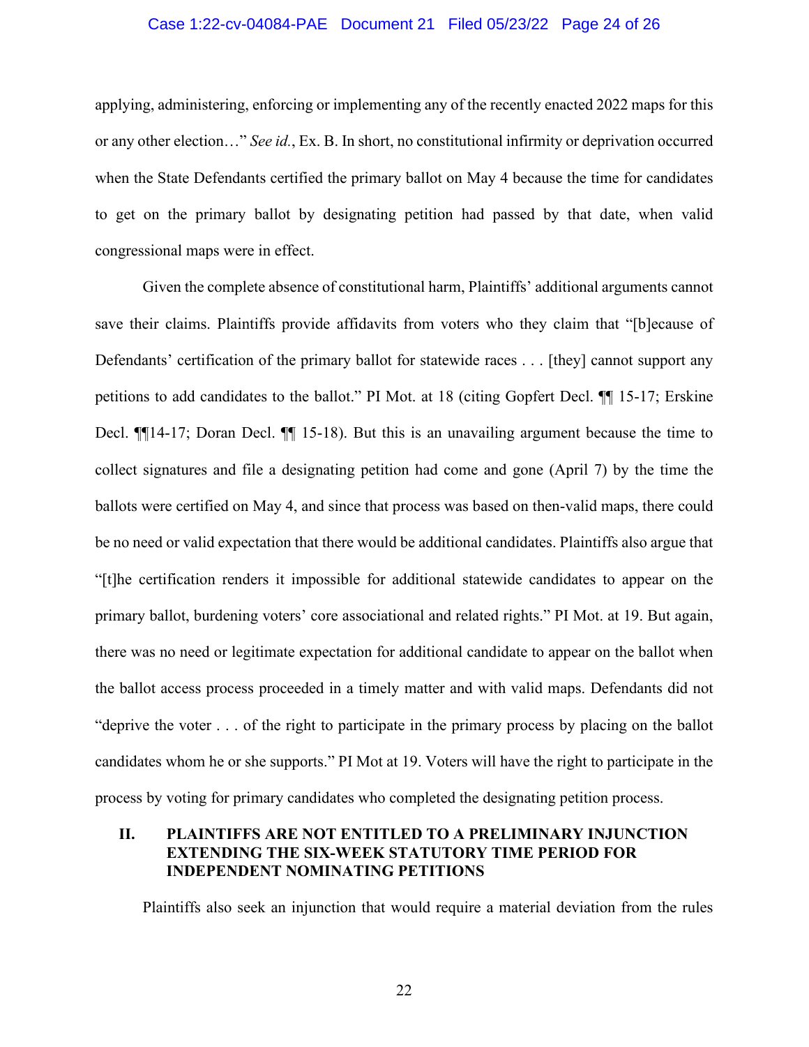applying, administering, enforcing or implementing any of the recently enacted 2022 maps for this or any other election…" *See id.*, Ex. B. In short, no constitutional infirmity or deprivation occurred when the State Defendants certified the primary ballot on May 4 because the time for candidates to get on the primary ballot by designating petition had passed by that date, when valid congressional maps were in effect.

Given the complete absence of constitutional harm, Plaintiffs' additional arguments cannot save their claims. Plaintiffs provide affidavits from voters who they claim that "[b]ecause of Defendants' certification of the primary ballot for statewide races . . . [they] cannot support any petitions to add candidates to the ballot." PI Mot. at 18 (citing Gopfert Decl. ¶¶ 15-17; Erskine Decl. ¶¶14-17; Doran Decl. ¶¶ 15-18). But this is an unavailing argument because the time to collect signatures and file a designating petition had come and gone (April 7) by the time the ballots were certified on May 4, and since that process was based on then-valid maps, there could be no need or valid expectation that there would be additional candidates. Plaintiffs also argue that "[t]he certification renders it impossible for additional statewide candidates to appear on the primary ballot, burdening voters' core associational and related rights." PI Mot. at 19. But again, there was no need or legitimate expectation for additional candidate to appear on the ballot when the ballot access process proceeded in a timely matter and with valid maps. Defendants did not "deprive the voter . . . of the right to participate in the primary process by placing on the ballot candidates whom he or she supports." PI Mot at 19. Voters will have the right to participate in the process by voting for primary candidates who completed the designating petition process.

## II. PLAINTIFFS ARE NOT ENTITLED TO A PRELIMINARY INJUNCTION EXTENDING THE SIX-WEEK STATUTORY TIME PERIOD FOR INDEPENDENT NOMINATING PETITIONS

Plaintiffs also seek an injunction that would require a material deviation from the rules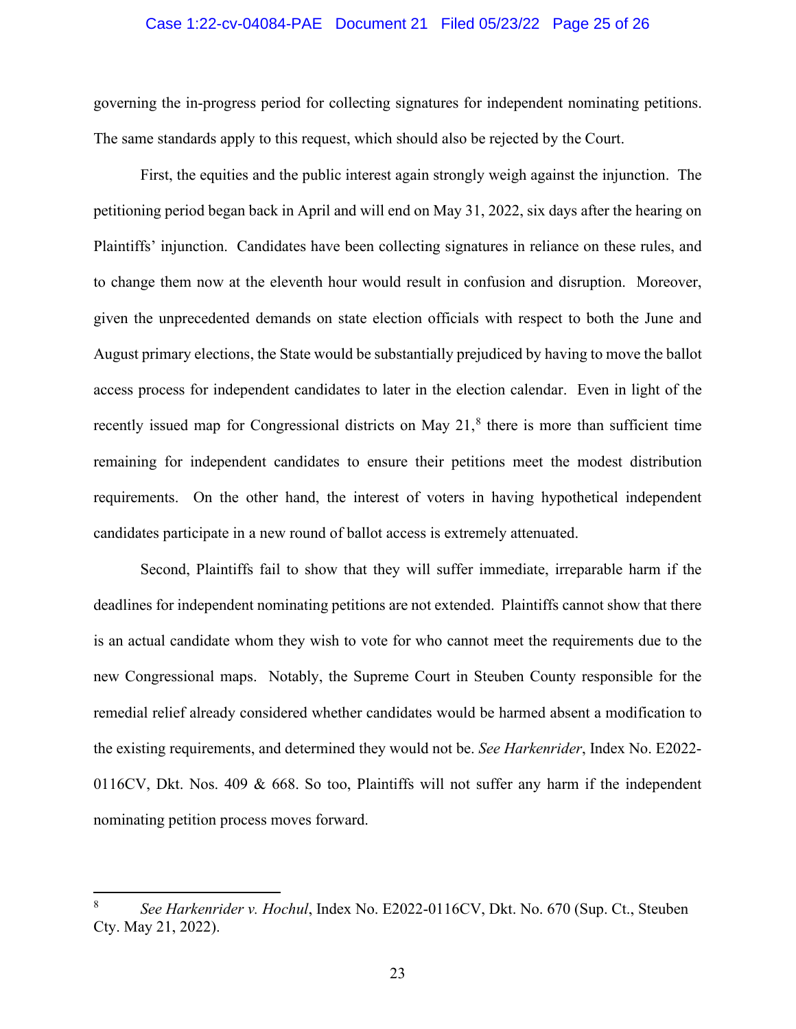governing the in-progress period for collecting signatures for independent nominating petitions. The same standards apply to this request, which should also be rejected by the Court.

First, the equities and the public interest again strongly weigh against the injunction. The petitioning period began back in April and will end on May 31, 2022, six days after the hearing on Plaintiffs' injunction. Candidates have been collecting signatures in reliance on these rules, and to change them now at the eleventh hour would result in confusion and disruption. Moreover, given the unprecedented demands on state election officials with respect to both the June and August primary elections, the State would be substantially prejudiced by having to move the ballot access process for independent candidates to later in the election calendar. Even in light of the recently issued map for Congressional districts on May 21,[8] there is more than sufficient time remaining for independent candidates to ensure their petitions meet the modest distribution requirements. On the other hand, the interest of voters in having hypothetical independent candidates participate in a new round of ballot access is extremely attenuated.

Second, Plaintiffs fail to show that they will suffer immediate, irreparable harm if the deadlines for independent nominating petitions are not extended. Plaintiffs cannot show that there is an actual candidate whom they wish to vote for who cannot meet the requirements due to the new Congressional maps. Notably, the Supreme Court in Steuben County responsible for the remedial relief already considered whether candidates would be harmed absent a modification to the existing requirements, and determined they would not be. *See Harkenrider*, Index No. E2022-0116CV, Dkt. Nos. 409 & 668. So too, Plaintiffs will not suffer any harm if the independent nominating petition process moves forward.

---

[8] *See Harkenrider v. Hochul*, Index No. E2022-0116CV, Dkt. No. 670 (Sup. Ct., Steuben Cty. May 21, 2022).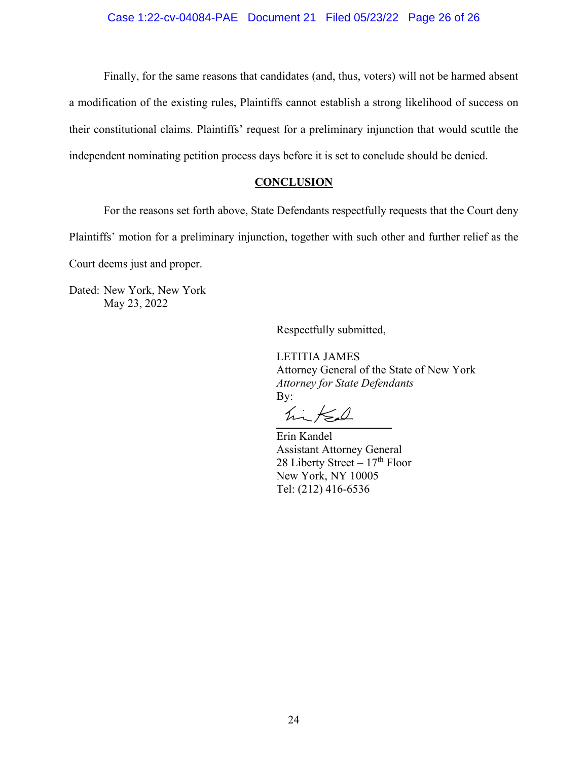Finally, for the same reasons that candidates (and, thus, voters) will not be harmed absent a modification of the existing rules, Plaintiffs cannot establish a strong likelihood of success on their constitutional claims. Plaintiffs' request for a preliminary injunction that would scuttle the independent nominating petition process days before it is set to conclude should be denied.

## CONCLUSION

For the reasons set forth above, State Defendants respectfully requests that the Court deny Plaintiffs' motion for a preliminary injunction, together with such other and further relief as the Court deems just and proper.

Dated: New York, New York
May 23, 2022

Respectfully submitted,

LETITIA JAMES
Attorney General of the State of New York
*Attorney for State Defendants*
By:

Erin Kandel
Assistant Attorney General
28 Liberty Street – 17th Floor
New York, NY 10005
Tel: (212) 416-6536